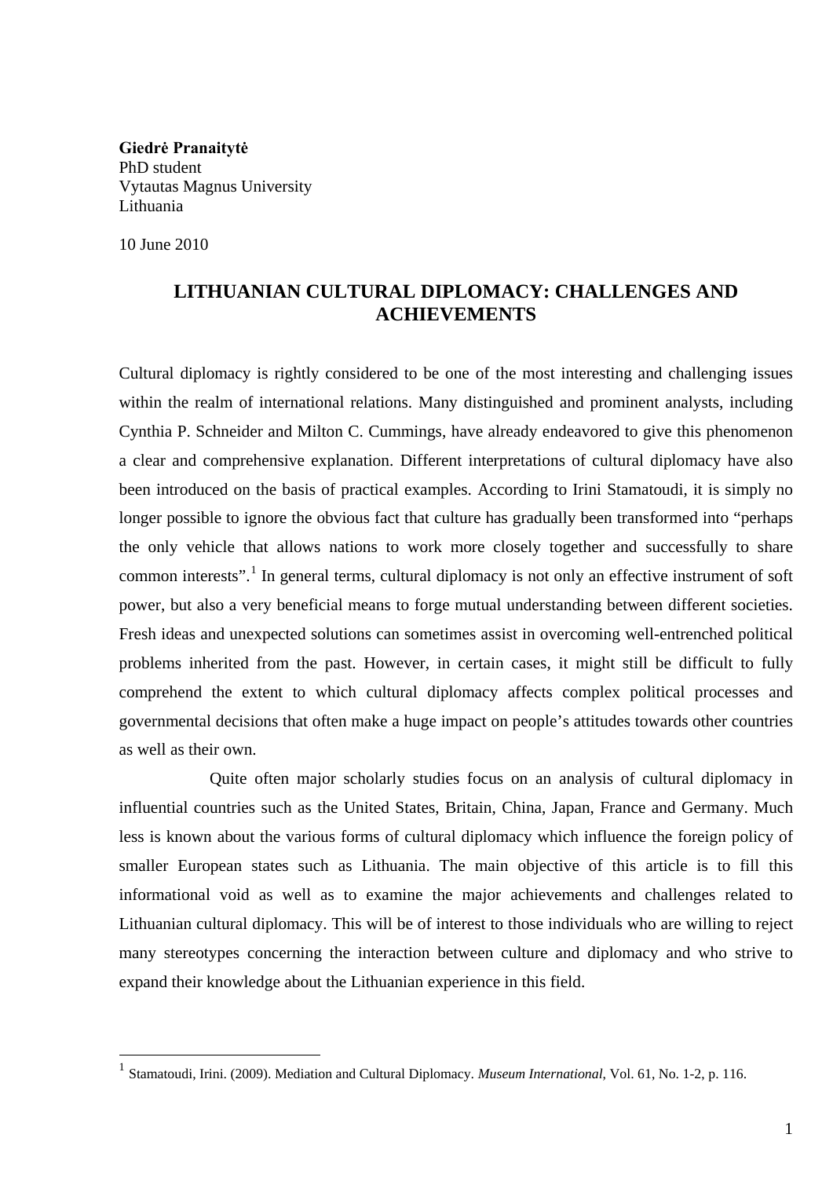**Giedrė Pranaitytė**
PhD student
Vytautas Magnus University
Lithuania

10 June 2010

# LITHUANIAN CULTURAL DIPLOMACY: CHALLENGES AND ACHIEVEMENTS

Cultural diplomacy is rightly considered to be one of the most interesting and challenging issues within the realm of international relations. Many distinguished and prominent analysts, including Cynthia P. Schneider and Milton C. Cummings, have already endeavored to give this phenomenon a clear and comprehensive explanation. Different interpretations of cultural diplomacy have also been introduced on the basis of practical examples. According to Irini Stamatoudi, it is simply no longer possible to ignore the obvious fact that culture has gradually been transformed into "perhaps the only vehicle that allows nations to work more closely together and successfully to share common interests".[1] In general terms, cultural diplomacy is not only an effective instrument of soft power, but also a very beneficial means to forge mutual understanding between different societies. Fresh ideas and unexpected solutions can sometimes assist in overcoming well-entrenched political problems inherited from the past. However, in certain cases, it might still be difficult to fully comprehend the extent to which cultural diplomacy affects complex political processes and governmental decisions that often make a huge impact on people's attitudes towards other countries as well as their own.

Quite often major scholarly studies focus on an analysis of cultural diplomacy in influential countries such as the United States, Britain, China, Japan, France and Germany. Much less is known about the various forms of cultural diplomacy which influence the foreign policy of smaller European states such as Lithuania. The main objective of this article is to fill this informational void as well as to examine the major achievements and challenges related to Lithuanian cultural diplomacy. This will be of interest to those individuals who are willing to reject many stereotypes concerning the interaction between culture and diplomacy and who strive to expand their knowledge about the Lithuanian experience in this field.

---

[1] Stamatoudi, Irini. (2009). Mediation and Cultural Diplomacy. *Museum International*, Vol. 61, No. 1-2, p. 116.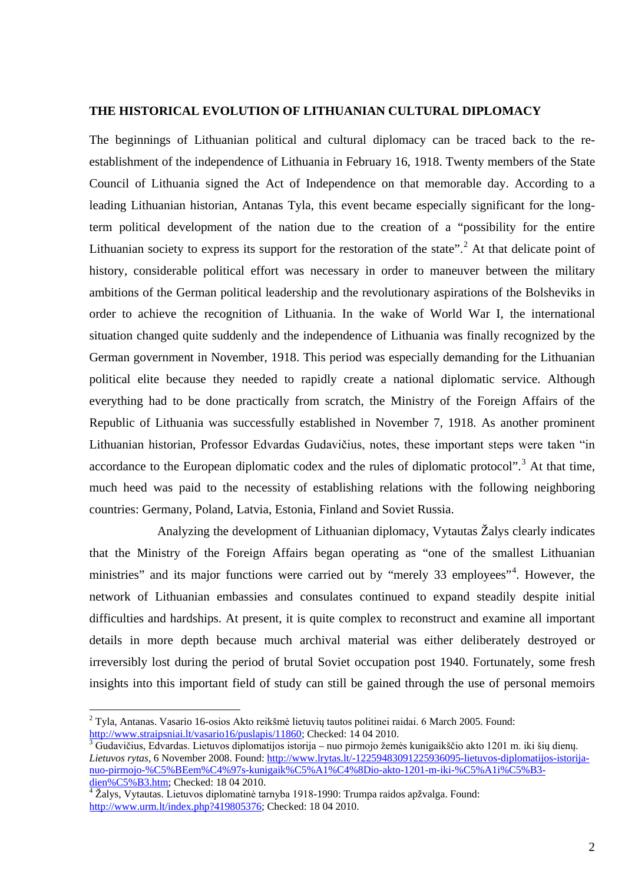**THE HISTORICAL EVOLUTION OF LITHUANIAN CULTURAL DIPLOMACY**

The beginnings of Lithuanian political and cultural diplomacy can be traced back to the re-establishment of the independence of Lithuania in February 16, 1918. Twenty members of the State Council of Lithuania signed the Act of Independence on that memorable day. According to a leading Lithuanian historian, Antanas Tyla, this event became especially significant for the long-term political development of the nation due to the creation of a "possibility for the entire Lithuanian society to express its support for the restoration of the state".[2] At that delicate point of history, considerable political effort was necessary in order to maneuver between the military ambitions of the German political leadership and the revolutionary aspirations of the Bolsheviks in order to achieve the recognition of Lithuania. In the wake of World War I, the international situation changed quite suddenly and the independence of Lithuania was finally recognized by the German government in November, 1918. This period was especially demanding for the Lithuanian political elite because they needed to rapidly create a national diplomatic service. Although everything had to be done practically from scratch, the Ministry of the Foreign Affairs of the Republic of Lithuania was successfully established in November 7, 1918. As another prominent Lithuanian historian, Professor Edvardas Gudavičius, notes, these important steps were taken "in accordance to the European diplomatic codex and the rules of diplomatic protocol".[3] At that time, much heed was paid to the necessity of establishing relations with the following neighboring countries: Germany, Poland, Latvia, Estonia, Finland and Soviet Russia.

Analyzing the development of Lithuanian diplomacy, Vytautas Žalys clearly indicates that the Ministry of the Foreign Affairs began operating as "one of the smallest Lithuanian ministries" and its major functions were carried out by "merely 33 employees"[4]. However, the network of Lithuanian embassies and consulates continued to expand steadily despite initial difficulties and hardships. At present, it is quite complex to reconstruct and examine all important details in more depth because much archival material was either deliberately destroyed or irreversibly lost during the period of brutal Soviet occupation post 1940. Fortunately, some fresh insights into this important field of study can still be gained through the use of personal memoirs

---

[2] Tyla, Antanas. Vasario 16-osios Akto reikšmė lietuvių tautos politinei raidai. 6 March 2005. Found: http://www.straipsniai.lt/vasario16/puslapis/11860; Checked: 14 04 2010.

[3] Gudavičius, Edvardas. Lietuvos diplomatijos istorija – nuo pirmojo žemės kunigaikščio akto 1201 m. iki šių dienų. *Lietuvos rytas*, 6 November 2008. Found: http://www.lrytas.lt/-12259483091225936095-lietuvos-diplomatijos-istorija-nuo-pirmojo-%C5%BEem%C4%97s-kunigaik%C5%A1%C4%8Dio-akto-1201-m-iki-%C5%A1i%C5%B3-dien%C5%B3.htm; Checked: 18 04 2010.

[4] Žalys, Vytautas. Lietuvos diplomatinė tarnyba 1918-1990: Trumpa raidos apžvalga. Found: http://www.urm.lt/index.php?419805376; Checked: 18 04 2010.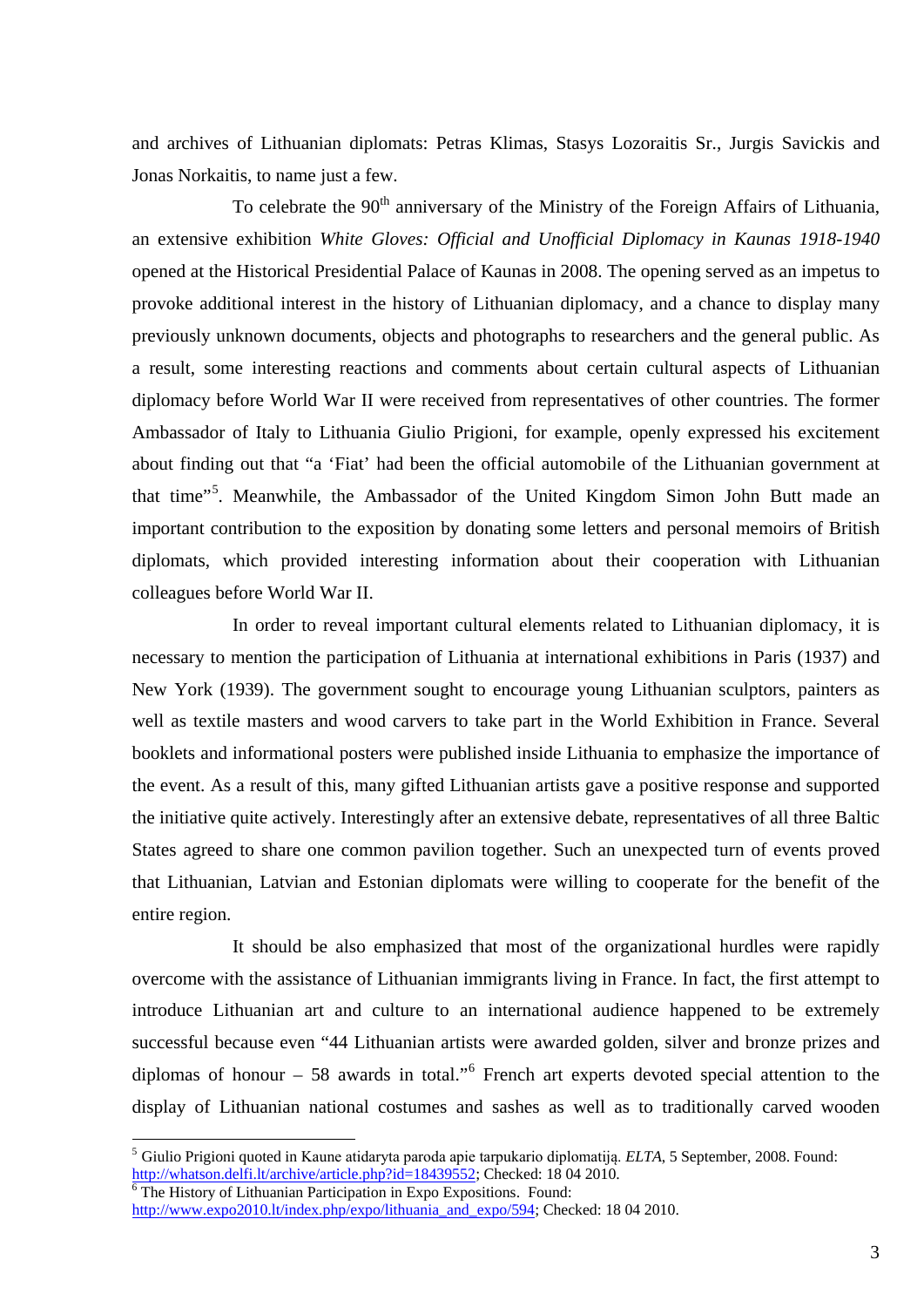and archives of Lithuanian diplomats: Petras Klimas, Stasys Lozoraitis Sr., Jurgis Savickis and Jonas Norkaitis, to name just a few.

To celebrate the 90th anniversary of the Ministry of the Foreign Affairs of Lithuania, an extensive exhibition *White Gloves: Official and Unofficial Diplomacy in Kaunas 1918-1940* opened at the Historical Presidential Palace of Kaunas in 2008. The opening served as an impetus to provoke additional interest in the history of Lithuanian diplomacy, and a chance to display many previously unknown documents, objects and photographs to researchers and the general public. As a result, some interesting reactions and comments about certain cultural aspects of Lithuanian diplomacy before World War II were received from representatives of other countries. The former Ambassador of Italy to Lithuania Giulio Prigioni, for example, openly expressed his excitement about finding out that "a 'Fiat' had been the official automobile of the Lithuanian government at that time"[5]. Meanwhile, the Ambassador of the United Kingdom Simon John Butt made an important contribution to the exposition by donating some letters and personal memoirs of British diplomats, which provided interesting information about their cooperation with Lithuanian colleagues before World War II.

In order to reveal important cultural elements related to Lithuanian diplomacy, it is necessary to mention the participation of Lithuania at international exhibitions in Paris (1937) and New York (1939). The government sought to encourage young Lithuanian sculptors, painters as well as textile masters and wood carvers to take part in the World Exhibition in France. Several booklets and informational posters were published inside Lithuania to emphasize the importance of the event. As a result of this, many gifted Lithuanian artists gave a positive response and supported the initiative quite actively. Interestingly after an extensive debate, representatives of all three Baltic States agreed to share one common pavilion together. Such an unexpected turn of events proved that Lithuanian, Latvian and Estonian diplomats were willing to cooperate for the benefit of the entire region.

It should be also emphasized that most of the organizational hurdles were rapidly overcome with the assistance of Lithuanian immigrants living in France. In fact, the first attempt to introduce Lithuanian art and culture to an international audience happened to be extremely successful because even "44 Lithuanian artists were awarded golden, silver and bronze prizes and diplomas of honour – 58 awards in total."[6] French art experts devoted special attention to the display of Lithuanian national costumes and sashes as well as to traditionally carved wooden

---

[5] Giulio Prigioni quoted in Kaune atidaryta paroda apie tarpukario diplomatiją. *ELTA*, 5 September, 2008. Found: http://whatson.delfi.lt/archive/article.php?id=18439552; Checked: 18 04 2010.

[6] The History of Lithuanian Participation in Expo Expositions. Found: http://www.expo2010.lt/index.php/expo/lithuania_and_expo/594; Checked: 18 04 2010.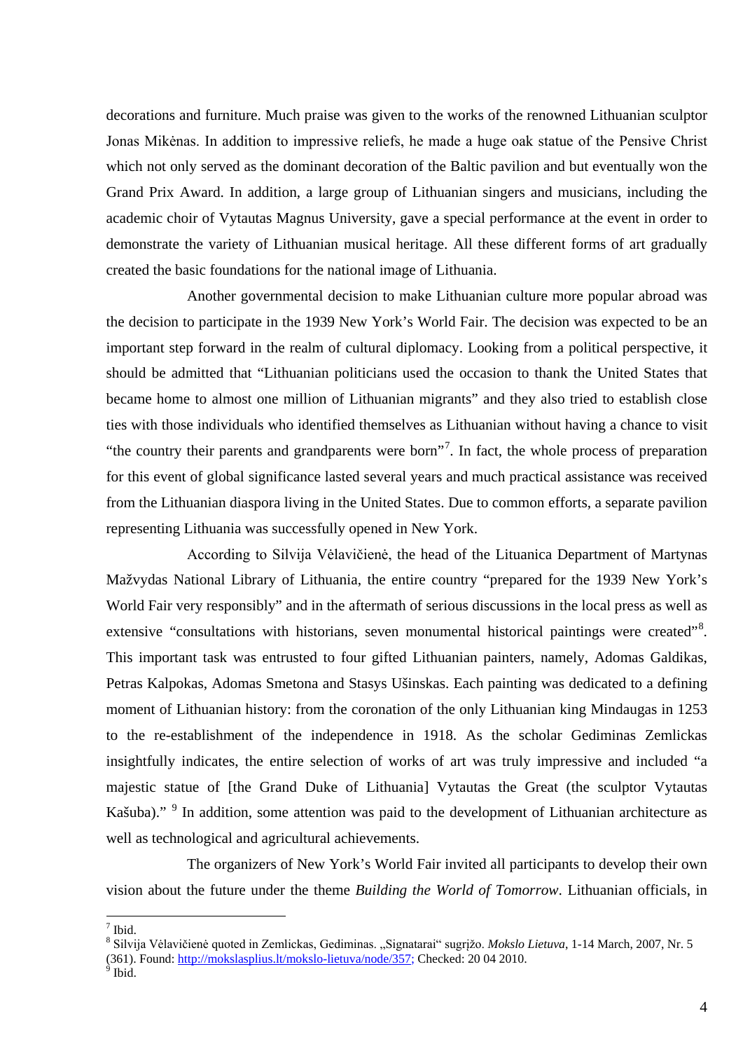decorations and furniture. Much praise was given to the works of the renowned Lithuanian sculptor Jonas Mikėnas. In addition to impressive reliefs, he made a huge oak statue of the Pensive Christ which not only served as the dominant decoration of the Baltic pavilion and but eventually won the Grand Prix Award. In addition, a large group of Lithuanian singers and musicians, including the academic choir of Vytautas Magnus University, gave a special performance at the event in order to demonstrate the variety of Lithuanian musical heritage. All these different forms of art gradually created the basic foundations for the national image of Lithuania.

Another governmental decision to make Lithuanian culture more popular abroad was the decision to participate in the 1939 New York's World Fair. The decision was expected to be an important step forward in the realm of cultural diplomacy. Looking from a political perspective, it should be admitted that "Lithuanian politicians used the occasion to thank the United States that became home to almost one million of Lithuanian migrants" and they also tried to establish close ties with those individuals who identified themselves as Lithuanian without having a chance to visit "the country their parents and grandparents were born"[7]. In fact, the whole process of preparation for this event of global significance lasted several years and much practical assistance was received from the Lithuanian diaspora living in the United States. Due to common efforts, a separate pavilion representing Lithuania was successfully opened in New York.

According to Silvija Vėlavičienė, the head of the Lituanica Department of Martynas Mažvydas National Library of Lithuania, the entire country "prepared for the 1939 New York's World Fair very responsibly" and in the aftermath of serious discussions in the local press as well as extensive "consultations with historians, seven monumental historical paintings were created"[8]. This important task was entrusted to four gifted Lithuanian painters, namely, Adomas Galdikas, Petras Kalpokas, Adomas Smetona and Stasys Ušinskas. Each painting was dedicated to a defining moment of Lithuanian history: from the coronation of the only Lithuanian king Mindaugas in 1253 to the re-establishment of the independence in 1918. As the scholar Gediminas Zemlickas insightfully indicates, the entire selection of works of art was truly impressive and included "a majestic statue of [the Grand Duke of Lithuania] Vytautas the Great (the sculptor Vytautas Kašuba)." [9] In addition, some attention was paid to the development of Lithuanian architecture as well as technological and agricultural achievements.

The organizers of New York's World Fair invited all participants to develop their own vision about the future under the theme *Building the World of Tomorrow*. Lithuanian officials, in

---

[7] Ibid.

[8] Silvija Vėlavičienė quoted in Zemlickas, Gediminas. „Signatarai" sugrįžo. *Mokslo Lietuva*, 1-14 March, 2007, Nr. 5 (361). Found: http://mokslasplius.lt/mokslo-lietuva/node/357; Checked: 20 04 2010.

[9] Ibid.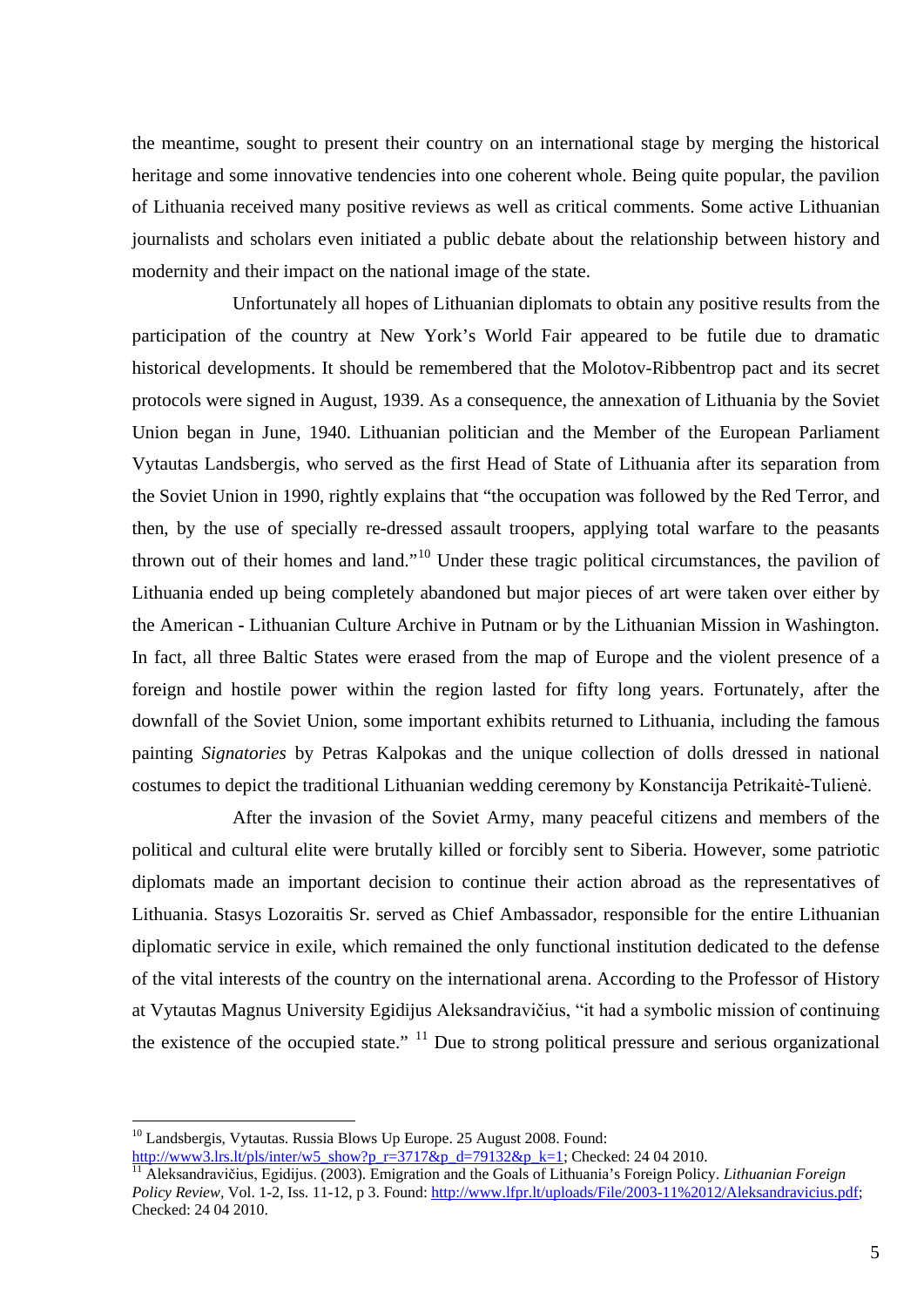the meantime, sought to present their country on an international stage by merging the historical heritage and some innovative tendencies into one coherent whole. Being quite popular, the pavilion of Lithuania received many positive reviews as well as critical comments. Some active Lithuanian journalists and scholars even initiated a public debate about the relationship between history and modernity and their impact on the national image of the state.

Unfortunately all hopes of Lithuanian diplomats to obtain any positive results from the participation of the country at New York's World Fair appeared to be futile due to dramatic historical developments. It should be remembered that the Molotov-Ribbentrop pact and its secret protocols were signed in August, 1939. As a consequence, the annexation of Lithuania by the Soviet Union began in June, 1940. Lithuanian politician and the Member of the European Parliament Vytautas Landsbergis, who served as the first Head of State of Lithuania after its separation from the Soviet Union in 1990, rightly explains that "the occupation was followed by the Red Terror, and then, by the use of specially re-dressed assault troopers, applying total warfare to the peasants thrown out of their homes and land."[10] Under these tragic political circumstances, the pavilion of Lithuania ended up being completely abandoned but major pieces of art were taken over either by the American - Lithuanian Culture Archive in Putnam or by the Lithuanian Mission in Washington. In fact, all three Baltic States were erased from the map of Europe and the violent presence of a foreign and hostile power within the region lasted for fifty long years. Fortunately, after the downfall of the Soviet Union, some important exhibits returned to Lithuania, including the famous painting *Signatories* by Petras Kalpokas and the unique collection of dolls dressed in national costumes to depict the traditional Lithuanian wedding ceremony by Konstancija Petrikaitė-Tulienė.

After the invasion of the Soviet Army, many peaceful citizens and members of the political and cultural elite were brutally killed or forcibly sent to Siberia. However, some patriotic diplomats made an important decision to continue their action abroad as the representatives of Lithuania. Stasys Lozoraitis Sr. served as Chief Ambassador, responsible for the entire Lithuanian diplomatic service in exile, which remained the only functional institution dedicated to the defense of the vital interests of the country on the international arena. According to the Professor of History at Vytautas Magnus University Egidijus Aleksandravičius, "it had a symbolic mission of continuing the existence of the occupied state." [11] Due to strong political pressure and serious organizational

---

[10] Landsbergis, Vytautas. Russia Blows Up Europe. 25 August 2008. Found: http://www3.lrs.lt/pls/inter/w5_show?p_r=3717&p_d=79132&p_k=1; Checked: 24 04 2010.

[11] Aleksandravičius, Egidijus. (2003). Emigration and the Goals of Lithuania's Foreign Policy. *Lithuanian Foreign Policy Review*, Vol. 1-2, Iss. 11-12, p 3. Found: http://www.lfpr.lt/uploads/File/2003-11%2012/Aleksandravicius.pdf; Checked: 24 04 2010.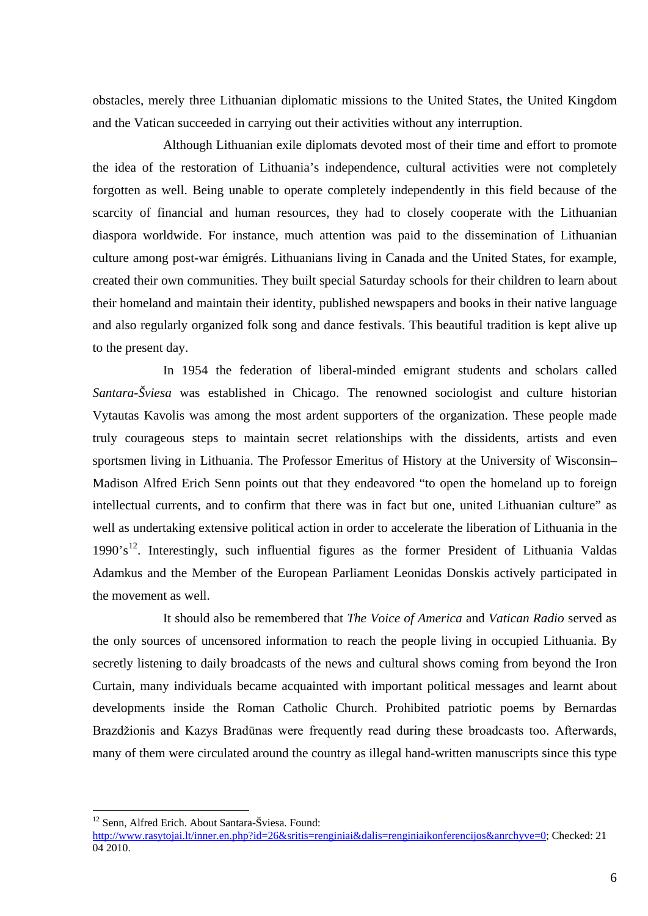obstacles, merely three Lithuanian diplomatic missions to the United States, the United Kingdom and the Vatican succeeded in carrying out their activities without any interruption.

Although Lithuanian exile diplomats devoted most of their time and effort to promote the idea of the restoration of Lithuania's independence, cultural activities were not completely forgotten as well. Being unable to operate completely independently in this field because of the scarcity of financial and human resources, they had to closely cooperate with the Lithuanian diaspora worldwide. For instance, much attention was paid to the dissemination of Lithuanian culture among post-war émigrés. Lithuanians living in Canada and the United States, for example, created their own communities. They built special Saturday schools for their children to learn about their homeland and maintain their identity, published newspapers and books in their native language and also regularly organized folk song and dance festivals. This beautiful tradition is kept alive up to the present day.

In 1954 the federation of liberal-minded emigrant students and scholars called *Santara-Šviesa* was established in Chicago. The renowned sociologist and culture historian Vytautas Kavolis was among the most ardent supporters of the organization. These people made truly courageous steps to maintain secret relationships with the dissidents, artists and even sportsmen living in Lithuania. The Professor Emeritus of History at the University of Wisconsin–Madison Alfred Erich Senn points out that they endeavored "to open the homeland up to foreign intellectual currents, and to confirm that there was in fact but one, united Lithuanian culture" as well as undertaking extensive political action in order to accelerate the liberation of Lithuania in the 1990's[12]. Interestingly, such influential figures as the former President of Lithuania Valdas Adamkus and the Member of the European Parliament Leonidas Donskis actively participated in the movement as well.

It should also be remembered that *The Voice of America* and *Vatican Radio* served as the only sources of uncensored information to reach the people living in occupied Lithuania. By secretly listening to daily broadcasts of the news and cultural shows coming from beyond the Iron Curtain, many individuals became acquainted with important political messages and learnt about developments inside the Roman Catholic Church. Prohibited patriotic poems by Bernardas Brazdžionis and Kazys Bradūnas were frequently read during these broadcasts too. Afterwards, many of them were circulated around the country as illegal hand-written manuscripts since this type

---

[12] Senn, Alfred Erich. About Santara-Šviesa. Found: http://www.rasytojai.lt/inner.en.php?id=26&sritis=renginiai&dalis=renginiaikonferencijos&anrchyve=0; Checked: 21 04 2010.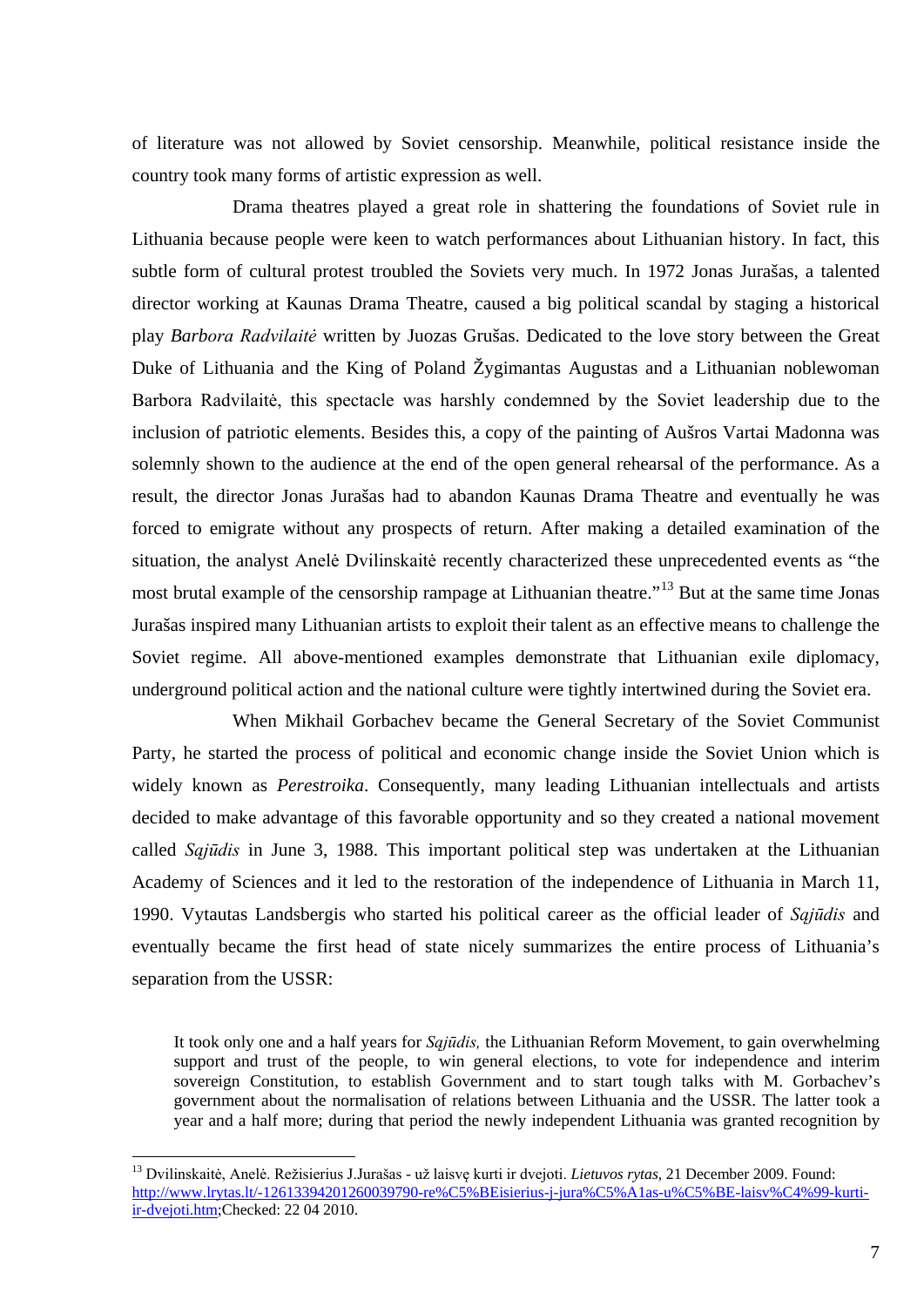of literature was not allowed by Soviet censorship. Meanwhile, political resistance inside the country took many forms of artistic expression as well.

Drama theatres played a great role in shattering the foundations of Soviet rule in Lithuania because people were keen to watch performances about Lithuanian history. In fact, this subtle form of cultural protest troubled the Soviets very much. In 1972 Jonas Jurašas, a talented director working at Kaunas Drama Theatre, caused a big political scandal by staging a historical play *Barbora Radvilaitė* written by Juozas Grušas. Dedicated to the love story between the Great Duke of Lithuania and the King of Poland Žygimantas Augustas and a Lithuanian noblewoman Barbora Radvilaitė, this spectacle was harshly condemned by the Soviet leadership due to the inclusion of patriotic elements. Besides this, a copy of the painting of Aušros Vartai Madonna was solemnly shown to the audience at the end of the open general rehearsal of the performance. As a result, the director Jonas Jurašas had to abandon Kaunas Drama Theatre and eventually he was forced to emigrate without any prospects of return. After making a detailed examination of the situation, the analyst Anelė Dvilinskaitė recently characterized these unprecedented events as "the most brutal example of the censorship rampage at Lithuanian theatre."[13] But at the same time Jonas Jurašas inspired many Lithuanian artists to exploit their talent as an effective means to challenge the Soviet regime. All above-mentioned examples demonstrate that Lithuanian exile diplomacy, underground political action and the national culture were tightly intertwined during the Soviet era.

When Mikhail Gorbachev became the General Secretary of the Soviet Communist Party, he started the process of political and economic change inside the Soviet Union which is widely known as *Perestroika*. Consequently, many leading Lithuanian intellectuals and artists decided to make advantage of this favorable opportunity and so they created a national movement called *Sąjūdis* in June 3, 1988. This important political step was undertaken at the Lithuanian Academy of Sciences and it led to the restoration of the independence of Lithuania in March 11, 1990. Vytautas Landsbergis who started his political career as the official leader of *Sąjūdis* and eventually became the first head of state nicely summarizes the entire process of Lithuania's separation from the USSR:

> It took only one and a half years for *Sąjūdis,* the Lithuanian Reform Movement, to gain overwhelming support and trust of the people, to win general elections, to vote for independence and interim sovereign Constitution, to establish Government and to start tough talks with M. Gorbachev's government about the normalisation of relations between Lithuania and the USSR. The latter took a year and a half more; during that period the newly independent Lithuania was granted recognition by

---

[13] Dvilinskaitė, Anelė. Režisierius J.Jurašas - už laisvę kurti ir dvejoti. *Lietuvos rytas,* 21 December 2009. Found: http://www.lrytas.lt/-12613394201260039790-re%C5%BEisierius-j-jura%C5%A1as-u%C5%BE-laisv%C4%99-kurti-ir-dvejoti.htm;Checked: 22 04 2010.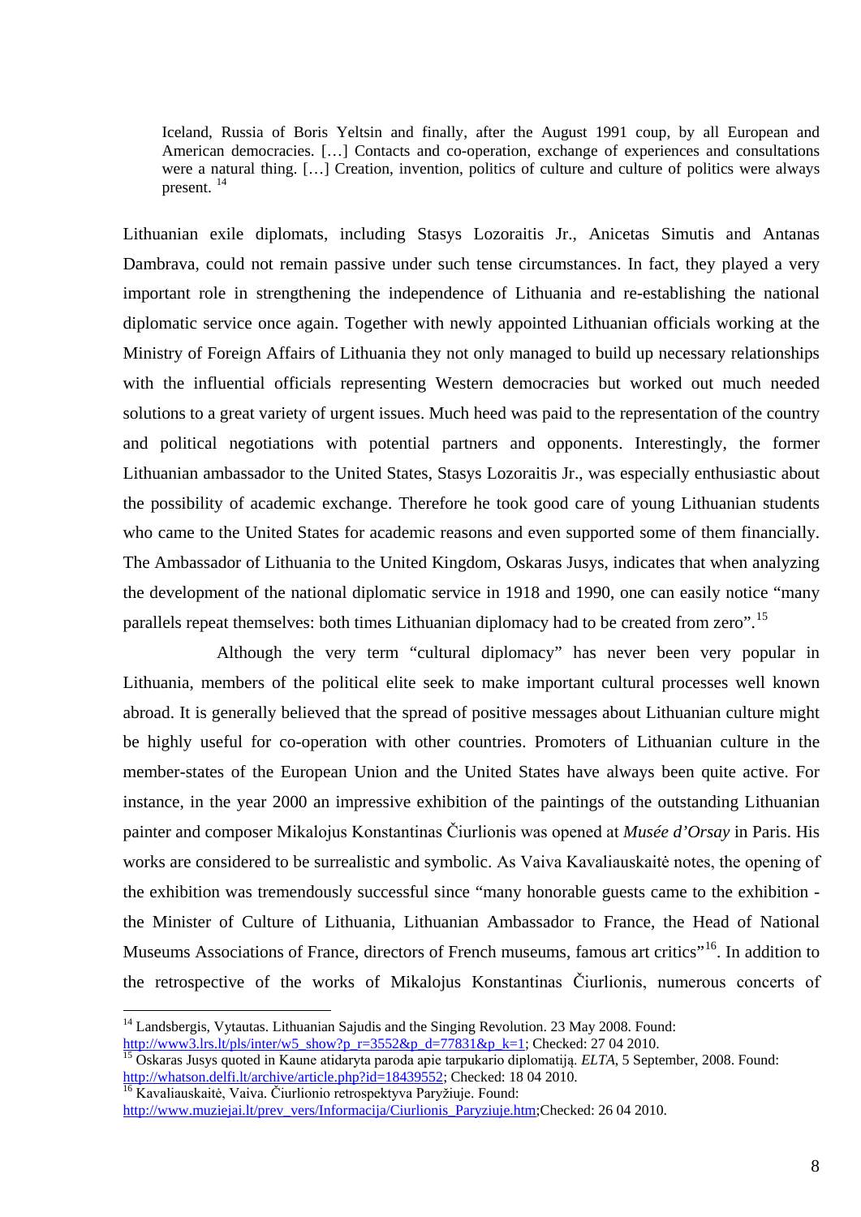> Iceland, Russia of Boris Yeltsin and finally, after the August 1991 coup, by all European and American democracies. […] Contacts and co-operation, exchange of experiences and consultations were a natural thing. […] Creation, invention, politics of culture and culture of politics were always present. [14]

Lithuanian exile diplomats, including Stasys Lozoraitis Jr., Anicetas Simutis and Antanas Dambrava, could not remain passive under such tense circumstances. In fact, they played a very important role in strengthening the independence of Lithuania and re-establishing the national diplomatic service once again. Together with newly appointed Lithuanian officials working at the Ministry of Foreign Affairs of Lithuania they not only managed to build up necessary relationships with the influential officials representing Western democracies but worked out much needed solutions to a great variety of urgent issues. Much heed was paid to the representation of the country and political negotiations with potential partners and opponents. Interestingly, the former Lithuanian ambassador to the United States, Stasys Lozoraitis Jr., was especially enthusiastic about the possibility of academic exchange. Therefore he took good care of young Lithuanian students who came to the United States for academic reasons and even supported some of them financially. The Ambassador of Lithuania to the United Kingdom, Oskaras Jusys, indicates that when analyzing the development of the national diplomatic service in 1918 and 1990, one can easily notice "many parallels repeat themselves: both times Lithuanian diplomacy had to be created from zero".[15]

Although the very term "cultural diplomacy" has never been very popular in Lithuania, members of the political elite seek to make important cultural processes well known abroad. It is generally believed that the spread of positive messages about Lithuanian culture might be highly useful for co-operation with other countries. Promoters of Lithuanian culture in the member-states of the European Union and the United States have always been quite active. For instance, in the year 2000 an impressive exhibition of the paintings of the outstanding Lithuanian painter and composer Mikalojus Konstantinas Čiurlionis was opened at *Musée d'Orsay* in Paris. His works are considered to be surrealistic and symbolic. As Vaiva Kavaliauskaitė notes, the opening of the exhibition was tremendously successful since "many honorable guests came to the exhibition - the Minister of Culture of Lithuania, Lithuanian Ambassador to France, the Head of National Museums Associations of France, directors of French museums, famous art critics"[16]. In addition to the retrospective of the works of Mikalojus Konstantinas Čiurlionis, numerous concerts of

---

[14] Landsbergis, Vytautas. Lithuanian Sajudis and the Singing Revolution. 23 May 2008. Found: http://www3.lrs.lt/pls/inter/w5_show?p_r=3552&p_d=77831&p_k=1; Checked: 27 04 2010.

[15] Oskaras Jusys quoted in Kaune atidaryta paroda apie tarpukario diplomatiją. *ELTA*, 5 September, 2008. Found: http://whatson.delfi.lt/archive/article.php?id=18439552; Checked: 18 04 2010.

[16] Kavaliauskaitė, Vaiva. Čiurlionio retrospektyva Paryžiuje. Found: http://www.muziejai.lt/prev_vers/Informacija/Ciurlionis_Paryziuje.htm;Checked: 26 04 2010.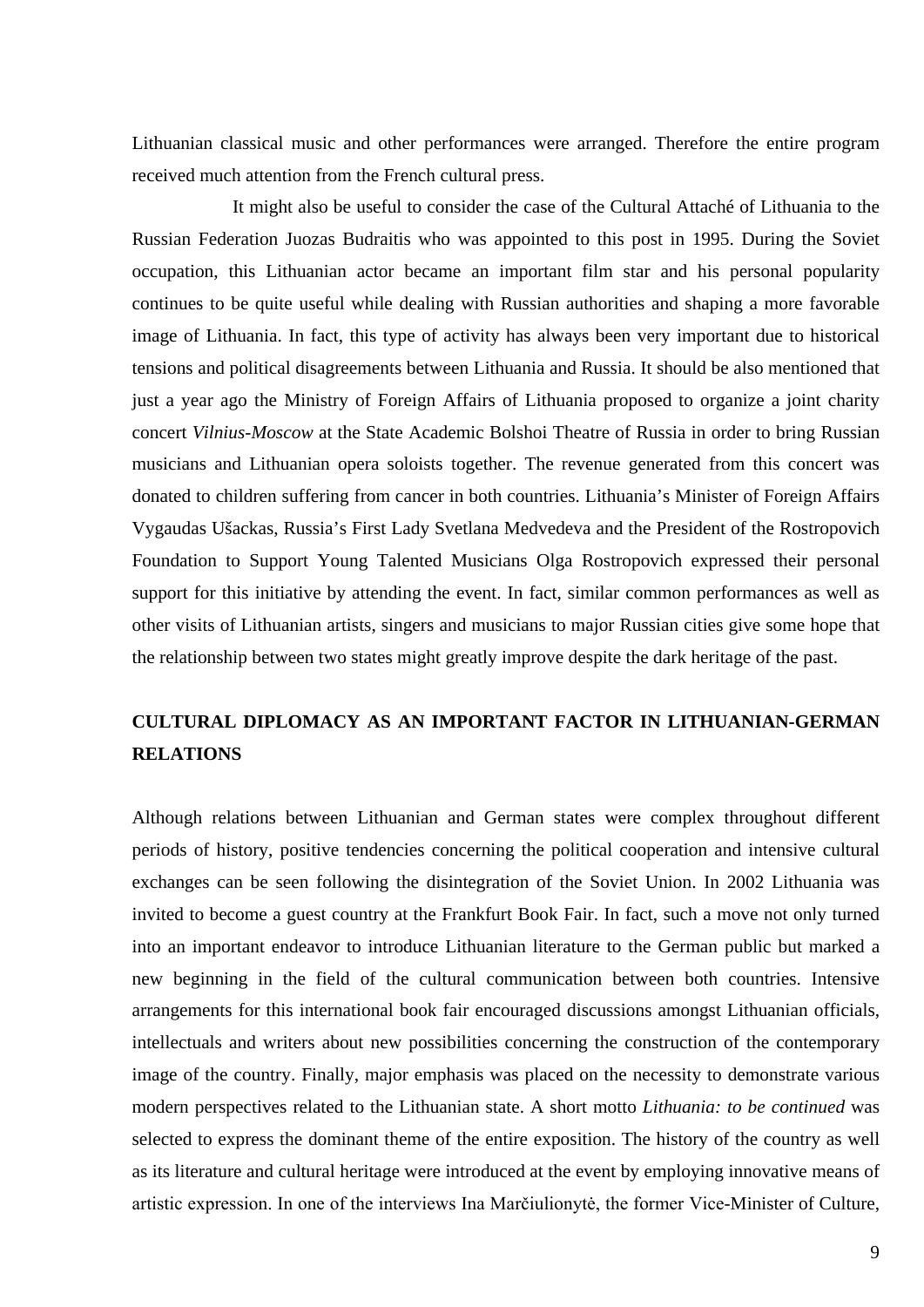Lithuanian classical music and other performances were arranged. Therefore the entire program received much attention from the French cultural press.

It might also be useful to consider the case of the Cultural Attaché of Lithuania to the Russian Federation Juozas Budraitis who was appointed to this post in 1995. During the Soviet occupation, this Lithuanian actor became an important film star and his personal popularity continues to be quite useful while dealing with Russian authorities and shaping a more favorable image of Lithuania. In fact, this type of activity has always been very important due to historical tensions and political disagreements between Lithuania and Russia. It should be also mentioned that just a year ago the Ministry of Foreign Affairs of Lithuania proposed to organize a joint charity concert *Vilnius-Moscow* at the State Academic Bolshoi Theatre of Russia in order to bring Russian musicians and Lithuanian opera soloists together. The revenue generated from this concert was donated to children suffering from cancer in both countries. Lithuania's Minister of Foreign Affairs Vygaudas Ušackas, Russia's First Lady Svetlana Medvedeva and the President of the Rostropovich Foundation to Support Young Talented Musicians Olga Rostropovich expressed their personal support for this initiative by attending the event. In fact, similar common performances as well as other visits of Lithuanian artists, singers and musicians to major Russian cities give some hope that the relationship between two states might greatly improve despite the dark heritage of the past.

## CULTURAL DIPLOMACY AS AN IMPORTANT FACTOR IN LITHUANIAN-GERMAN RELATIONS

Although relations between Lithuanian and German states were complex throughout different periods of history, positive tendencies concerning the political cooperation and intensive cultural exchanges can be seen following the disintegration of the Soviet Union. In 2002 Lithuania was invited to become a guest country at the Frankfurt Book Fair. In fact, such a move not only turned into an important endeavor to introduce Lithuanian literature to the German public but marked a new beginning in the field of the cultural communication between both countries. Intensive arrangements for this international book fair encouraged discussions amongst Lithuanian officials, intellectuals and writers about new possibilities concerning the construction of the contemporary image of the country. Finally, major emphasis was placed on the necessity to demonstrate various modern perspectives related to the Lithuanian state. A short motto *Lithuania: to be continued* was selected to express the dominant theme of the entire exposition. The history of the country as well as its literature and cultural heritage were introduced at the event by employing innovative means of artistic expression. In one of the interviews Ina Marčiulionytė, the former Vice-Minister of Culture,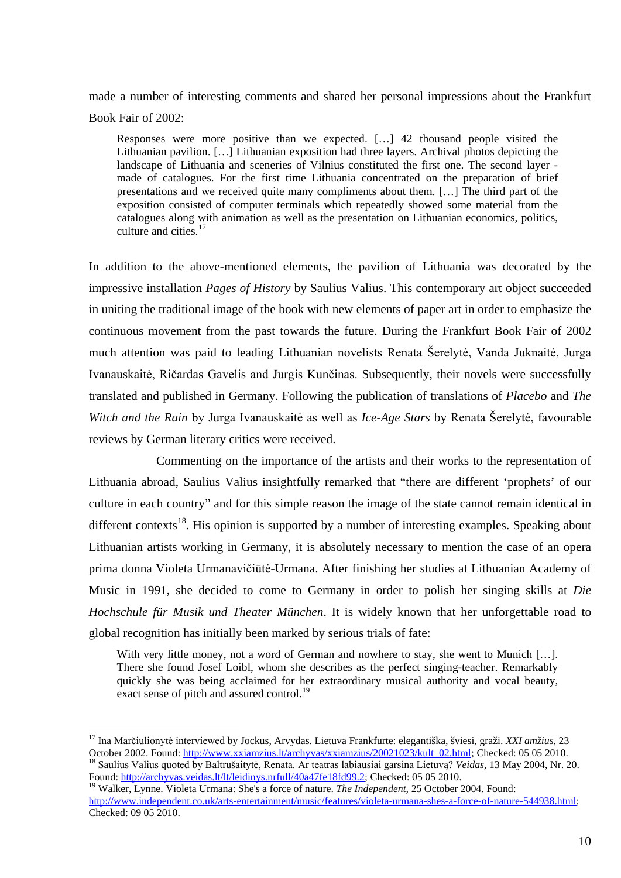made a number of interesting comments and shared her personal impressions about the Frankfurt Book Fair of 2002:

> Responses were more positive than we expected. […] 42 thousand people visited the Lithuanian pavilion. […] Lithuanian exposition had three layers. Archival photos depicting the landscape of Lithuania and sceneries of Vilnius constituted the first one. The second layer - made of catalogues. For the first time Lithuania concentrated on the preparation of brief presentations and we received quite many compliments about them. […] The third part of the exposition consisted of computer terminals which repeatedly showed some material from the catalogues along with animation as well as the presentation on Lithuanian economics, politics, culture and cities.[17]

In addition to the above-mentioned elements, the pavilion of Lithuania was decorated by the impressive installation *Pages of History* by Saulius Valius. This contemporary art object succeeded in uniting the traditional image of the book with new elements of paper art in order to emphasize the continuous movement from the past towards the future. During the Frankfurt Book Fair of 2002 much attention was paid to leading Lithuanian novelists Renata Šerelytė, Vanda Juknaitė, Jurga Ivanauskaitė, Ričardas Gavelis and Jurgis Kunčinas. Subsequently, their novels were successfully translated and published in Germany. Following the publication of translations of *Placebo* and *The Witch and the Rain* by Jurga Ivanauskaitė as well as *Ice-Age Stars* by Renata Šerelytė, favourable reviews by German literary critics were received.

Commenting on the importance of the artists and their works to the representation of Lithuania abroad, Saulius Valius insightfully remarked that "there are different 'prophets' of our culture in each country" and for this simple reason the image of the state cannot remain identical in different contexts[18]. His opinion is supported by a number of interesting examples. Speaking about Lithuanian artists working in Germany, it is absolutely necessary to mention the case of an opera prima donna Violeta Urmanavičiūtė-Urmana. After finishing her studies at Lithuanian Academy of Music in 1991, she decided to come to Germany in order to polish her singing skills at *Die Hochschule für Musik und Theater München*. It is widely known that her unforgettable road to global recognition has initially been marked by serious trials of fate:

> With very little money, not a word of German and nowhere to stay, she went to Munich […]. There she found Josef Loibl, whom she describes as the perfect singing-teacher. Remarkably quickly she was being acclaimed for her extraordinary musical authority and vocal beauty, exact sense of pitch and assured control.[19]

---

[17] Ina Marčiulionytė interviewed by Jockus, Arvydas. Lietuva Frankfurte: elegantiška, šviesi, graži. *XXI amžius*, 23 October 2002. Found: http://www.xxiamzius.lt/archyvas/xxiamzius/20021023/kult_02.html; Checked: 05 05 2010.

[18] Saulius Valius quoted by Baltrušaitytė, Renata. Ar teatras labiausiai garsina Lietuvą? *Veidas*, 13 May 2004, Nr. 20. Found: http://archyvas.veidas.lt/lt/leidinys.nrfull/40a47fe18fd99.2; Checked: 05 05 2010.

[19] Walker, Lynne. Violeta Urmana: She's a force of nature. *The Independent*, 25 October 2004. Found: http://www.independent.co.uk/arts-entertainment/music/features/violeta-urmana-shes-a-force-of-nature-544938.html; Checked: 09 05 2010.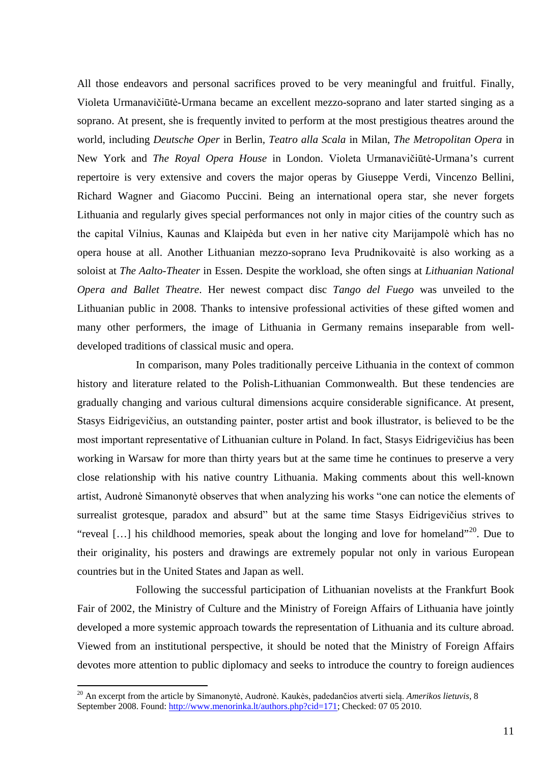All those endeavors and personal sacrifices proved to be very meaningful and fruitful. Finally, Violeta Urmanavičiūtė-Urmana became an excellent mezzo-soprano and later started singing as a soprano. At present, she is frequently invited to perform at the most prestigious theatres around the world, including *Deutsche Oper* in Berlin, *Teatro alla Scala* in Milan, *The Metropolitan Opera* in New York and *The Royal Opera House* in London. Violeta Urmanavičiūtė-Urmana's current repertoire is very extensive and covers the major operas by Giuseppe Verdi, Vincenzo Bellini, Richard Wagner and Giacomo Puccini. Being an international opera star, she never forgets Lithuania and regularly gives special performances not only in major cities of the country such as the capital Vilnius, Kaunas and Klaipėda but even in her native city Marijampolė which has no opera house at all. Another Lithuanian mezzo-soprano Ieva Prudnikovaitė is also working as a soloist at *The Aalto-Theater* in Essen. Despite the workload, she often sings at *Lithuanian National Opera and Ballet Theatre*. Her newest compact disc *Tango del Fuego* was unveiled to the Lithuanian public in 2008. Thanks to intensive professional activities of these gifted women and many other performers, the image of Lithuania in Germany remains inseparable from well-developed traditions of classical music and opera.

In comparison, many Poles traditionally perceive Lithuania in the context of common history and literature related to the Polish-Lithuanian Commonwealth. But these tendencies are gradually changing and various cultural dimensions acquire considerable significance. At present, Stasys Eidrigevičius, an outstanding painter, poster artist and book illustrator, is believed to be the most important representative of Lithuanian culture in Poland. In fact, Stasys Eidrigevičius has been working in Warsaw for more than thirty years but at the same time he continues to preserve a very close relationship with his native country Lithuania. Making comments about this well-known artist, Audronė Simanonytė observes that when analyzing his works "one can notice the elements of surrealist grotesque, paradox and absurd" but at the same time Stasys Eidrigevičius strives to "reveal […] his childhood memories, speak about the longing and love for homeland"[20]. Due to their originality, his posters and drawings are extremely popular not only in various European countries but in the United States and Japan as well.

Following the successful participation of Lithuanian novelists at the Frankfurt Book Fair of 2002, the Ministry of Culture and the Ministry of Foreign Affairs of Lithuania have jointly developed a more systemic approach towards the representation of Lithuania and its culture abroad. Viewed from an institutional perspective, it should be noted that the Ministry of Foreign Affairs devotes more attention to public diplomacy and seeks to introduce the country to foreign audiences

---

[20] An excerpt from the article by Simanonytė, Audronė. Kaukės, padedančios atverti sielą. *Amerikos lietuvis*, 8 September 2008. Found: http://www.menorinka.lt/authors.php?cid=171; Checked: 07 05 2010.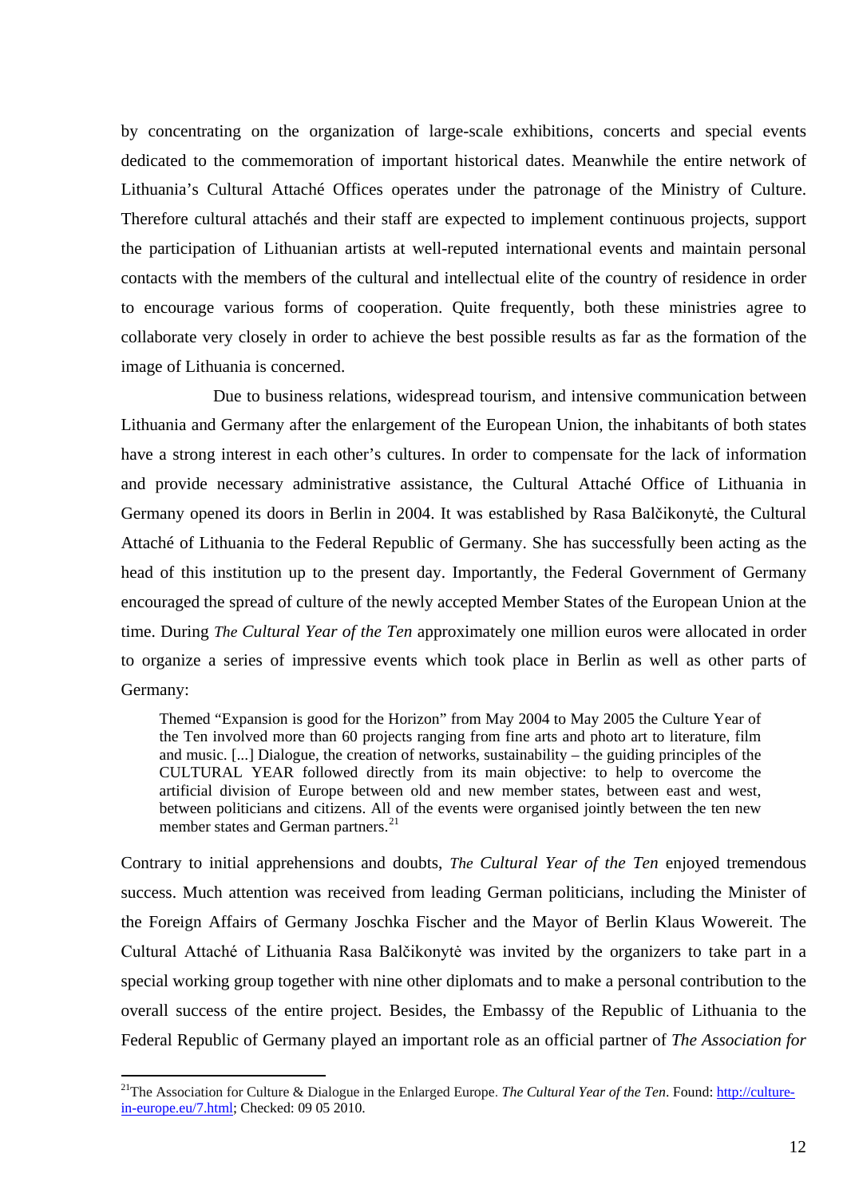by concentrating on the organization of large-scale exhibitions, concerts and special events dedicated to the commemoration of important historical dates. Meanwhile the entire network of Lithuania's Cultural Attaché Offices operates under the patronage of the Ministry of Culture. Therefore cultural attachés and their staff are expected to implement continuous projects, support the participation of Lithuanian artists at well-reputed international events and maintain personal contacts with the members of the cultural and intellectual elite of the country of residence in order to encourage various forms of cooperation. Quite frequently, both these ministries agree to collaborate very closely in order to achieve the best possible results as far as the formation of the image of Lithuania is concerned.

Due to business relations, widespread tourism, and intensive communication between Lithuania and Germany after the enlargement of the European Union, the inhabitants of both states have a strong interest in each other's cultures. In order to compensate for the lack of information and provide necessary administrative assistance, the Cultural Attaché Office of Lithuania in Germany opened its doors in Berlin in 2004. It was established by Rasa Balčikonytė, the Cultural Attaché of Lithuania to the Federal Republic of Germany. She has successfully been acting as the head of this institution up to the present day. Importantly, the Federal Government of Germany encouraged the spread of culture of the newly accepted Member States of the European Union at the time. During *The Cultural Year of the Ten* approximately one million euros were allocated in order to organize a series of impressive events which took place in Berlin as well as other parts of Germany:

> Themed "Expansion is good for the Horizon" from May 2004 to May 2005 the Culture Year of the Ten involved more than 60 projects ranging from fine arts and photo art to literature, film and music. [...] Dialogue, the creation of networks, sustainability – the guiding principles of the CULTURAL YEAR followed directly from its main objective: to help to overcome the artificial division of Europe between old and new member states, between east and west, between politicians and citizens. All of the events were organised jointly between the ten new member states and German partners.[21]

Contrary to initial apprehensions and doubts, *The Cultural Year of the Ten* enjoyed tremendous success. Much attention was received from leading German politicians, including the Minister of the Foreign Affairs of Germany Joschka Fischer and the Mayor of Berlin Klaus Wowereit. The Cultural Attaché of Lithuania Rasa Balčikonytė was invited by the organizers to take part in a special working group together with nine other diplomats and to make a personal contribution to the overall success of the entire project. Besides, the Embassy of the Republic of Lithuania to the Federal Republic of Germany played an important role as an official partner of *The Association for*

---

[21] The Association for Culture & Dialogue in the Enlarged Europe. *The Cultural Year of the Ten*. Found: http://culture-in-europe.eu/7.html; Checked: 09 05 2010.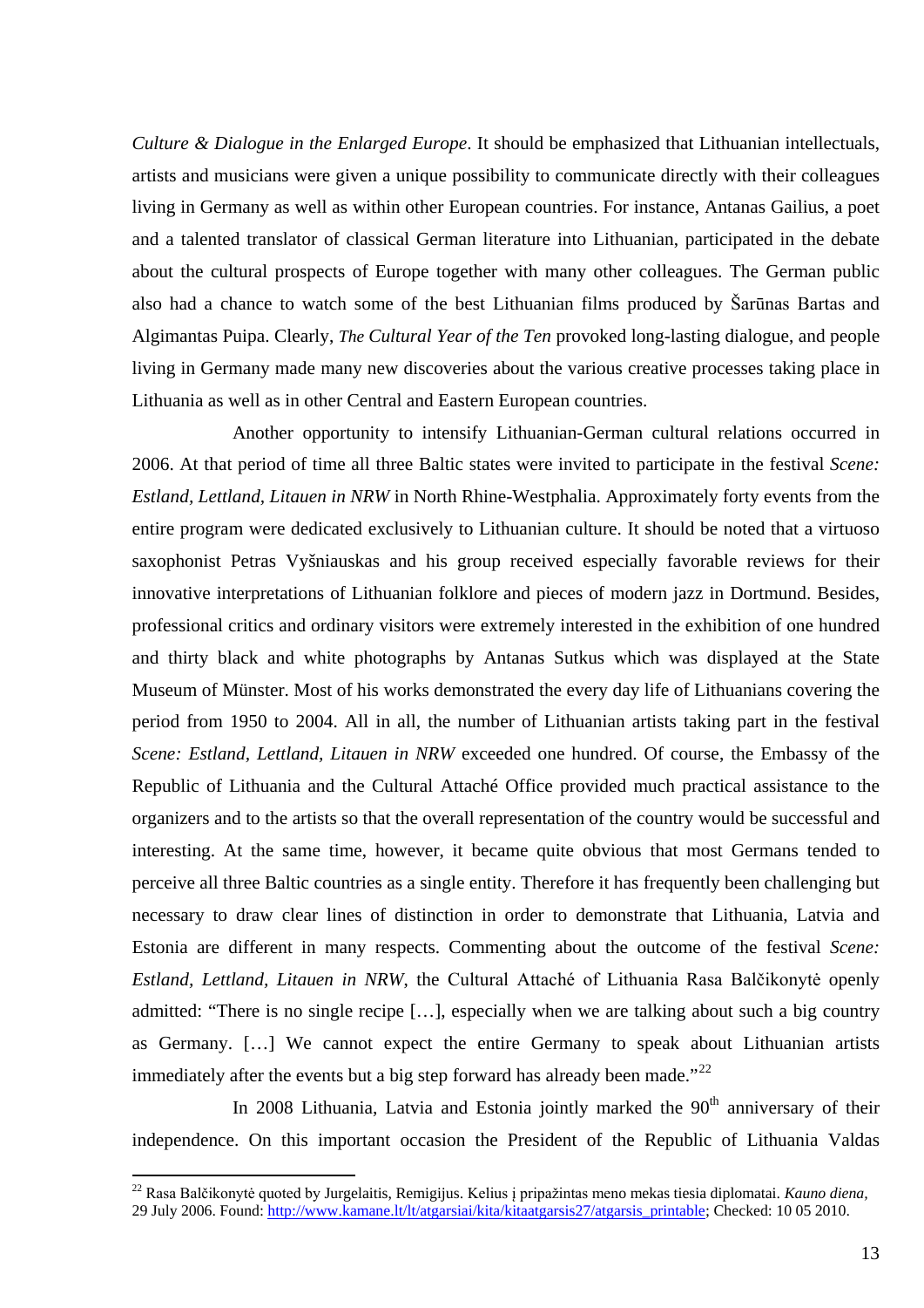*Culture & Dialogue in the Enlarged Europe*. It should be emphasized that Lithuanian intellectuals, artists and musicians were given a unique possibility to communicate directly with their colleagues living in Germany as well as within other European countries. For instance, Antanas Gailius, a poet and a talented translator of classical German literature into Lithuanian, participated in the debate about the cultural prospects of Europe together with many other colleagues. The German public also had a chance to watch some of the best Lithuanian films produced by Šarūnas Bartas and Algimantas Puipa. Clearly, *The Cultural Year of the Ten* provoked long-lasting dialogue, and people living in Germany made many new discoveries about the various creative processes taking place in Lithuania as well as in other Central and Eastern European countries.

Another opportunity to intensify Lithuanian-German cultural relations occurred in 2006. At that period of time all three Baltic states were invited to participate in the festival *Scene: Estland, Lettland, Litauen in NRW* in North Rhine-Westphalia. Approximately forty events from the entire program were dedicated exclusively to Lithuanian culture. It should be noted that a virtuoso saxophonist Petras Vyšniauskas and his group received especially favorable reviews for their innovative interpretations of Lithuanian folklore and pieces of modern jazz in Dortmund. Besides, professional critics and ordinary visitors were extremely interested in the exhibition of one hundred and thirty black and white photographs by Antanas Sutkus which was displayed at the State Museum of Münster. Most of his works demonstrated the every day life of Lithuanians covering the period from 1950 to 2004. All in all, the number of Lithuanian artists taking part in the festival *Scene: Estland, Lettland, Litauen in NRW* exceeded one hundred. Of course, the Embassy of the Republic of Lithuania and the Cultural Attaché Office provided much practical assistance to the organizers and to the artists so that the overall representation of the country would be successful and interesting. At the same time, however, it became quite obvious that most Germans tended to perceive all three Baltic countries as a single entity. Therefore it has frequently been challenging but necessary to draw clear lines of distinction in order to demonstrate that Lithuania, Latvia and Estonia are different in many respects. Commenting about the outcome of the festival *Scene: Estland, Lettland, Litauen in NRW*, the Cultural Attaché of Lithuania Rasa Balčikonytė openly admitted: "There is no single recipe […], especially when we are talking about such a big country as Germany. […] We cannot expect the entire Germany to speak about Lithuanian artists immediately after the events but a big step forward has already been made."[22]

In 2008 Lithuania, Latvia and Estonia jointly marked the 90th anniversary of their independence. On this important occasion the President of the Republic of Lithuania Valdas

---

[22] Rasa Balčikonytė quoted by Jurgelaitis, Remigijus. Kelius į pripažintas meno mekas tiesia diplomatai. *Kauno diena*, 29 July 2006. Found: http://www.kamane.lt/lt/atgarsiai/kita/kitaatgarsis27/atgarsis_printable; Checked: 10 05 2010.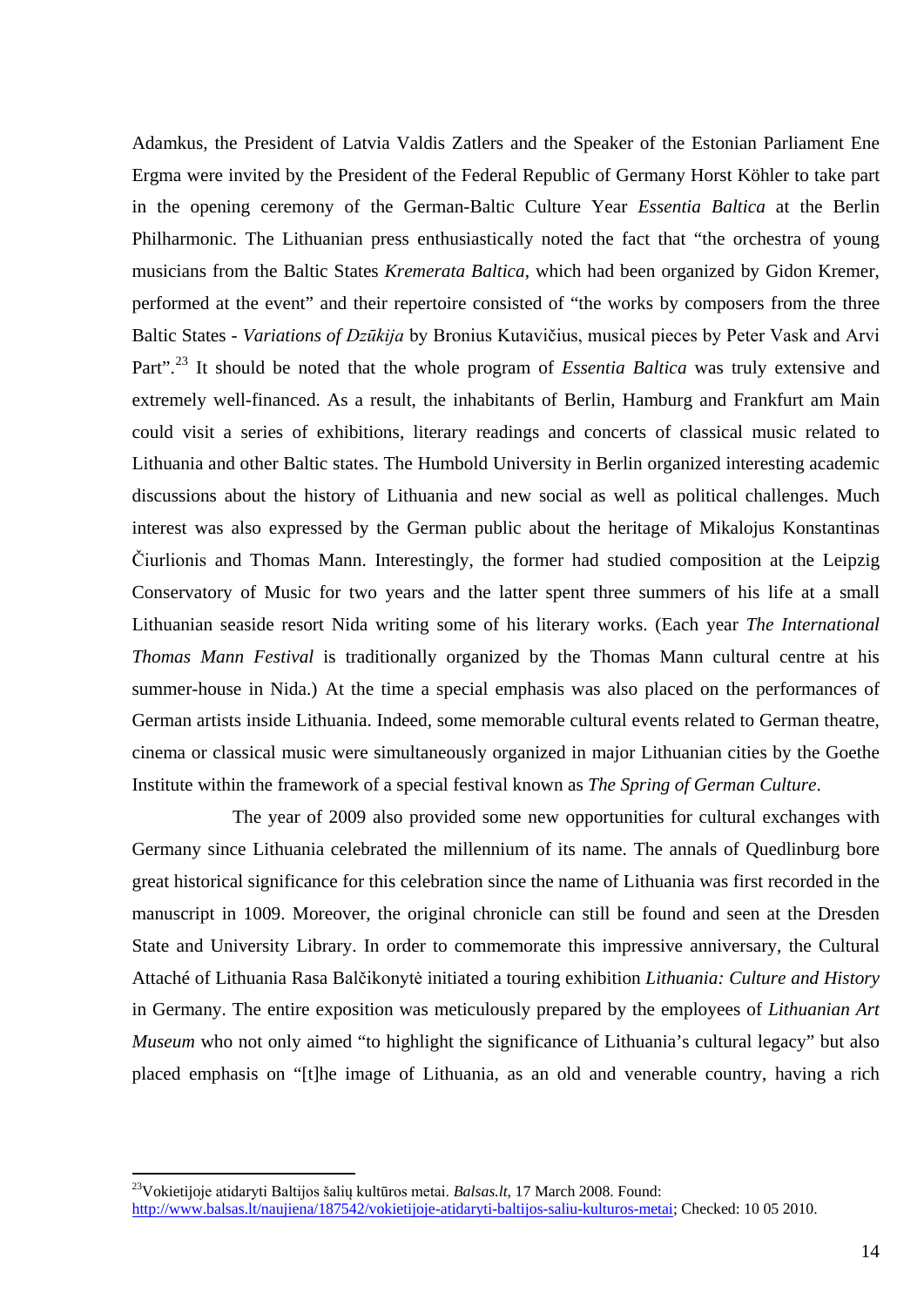Adamkus, the President of Latvia Valdis Zatlers and the Speaker of the Estonian Parliament Ene Ergma were invited by the President of the Federal Republic of Germany Horst Köhler to take part in the opening ceremony of the German-Baltic Culture Year *Essentia Baltica* at the Berlin Philharmonic. The Lithuanian press enthusiastically noted the fact that "the orchestra of young musicians from the Baltic States *Kremerata Baltica*, which had been organized by Gidon Kremer, performed at the event" and their repertoire consisted of "the works by composers from the three Baltic States - *Variations of Dzūkija* by Bronius Kutavičius, musical pieces by Peter Vask and Arvi Part".[23] It should be noted that the whole program of *Essentia Baltica* was truly extensive and extremely well-financed. As a result, the inhabitants of Berlin, Hamburg and Frankfurt am Main could visit a series of exhibitions, literary readings and concerts of classical music related to Lithuania and other Baltic states. The Humbold University in Berlin organized interesting academic discussions about the history of Lithuania and new social as well as political challenges. Much interest was also expressed by the German public about the heritage of Mikalojus Konstantinas Čiurlionis and Thomas Mann. Interestingly, the former had studied composition at the Leipzig Conservatory of Music for two years and the latter spent three summers of his life at a small Lithuanian seaside resort Nida writing some of his literary works. (Each year *The International Thomas Mann Festival* is traditionally organized by the Thomas Mann cultural centre at his summer-house in Nida.) At the time a special emphasis was also placed on the performances of German artists inside Lithuania. Indeed, some memorable cultural events related to German theatre, cinema or classical music were simultaneously organized in major Lithuanian cities by the Goethe Institute within the framework of a special festival known as *The Spring of German Culture*.

The year of 2009 also provided some new opportunities for cultural exchanges with Germany since Lithuania celebrated the millennium of its name. The annals of Quedlinburg bore great historical significance for this celebration since the name of Lithuania was first recorded in the manuscript in 1009. Moreover, the original chronicle can still be found and seen at the Dresden State and University Library. In order to commemorate this impressive anniversary, the Cultural Attaché of Lithuania Rasa Balčikonytė initiated a touring exhibition *Lithuania: Culture and History* in Germany. The entire exposition was meticulously prepared by the employees of *Lithuanian Art Museum* who not only aimed "to highlight the significance of Lithuania's cultural legacy" but also placed emphasis on "[t]he image of Lithuania, as an old and venerable country, having a rich

---

[23] Vokietijoje atidaryti Baltijos šalių kultūros metai. *Balsas.lt*, 17 March 2008. Found: http://www.balsas.lt/naujiena/187542/vokietijoje-atidaryti-baltijos-saliu-kulturos-metai; Checked: 10 05 2010.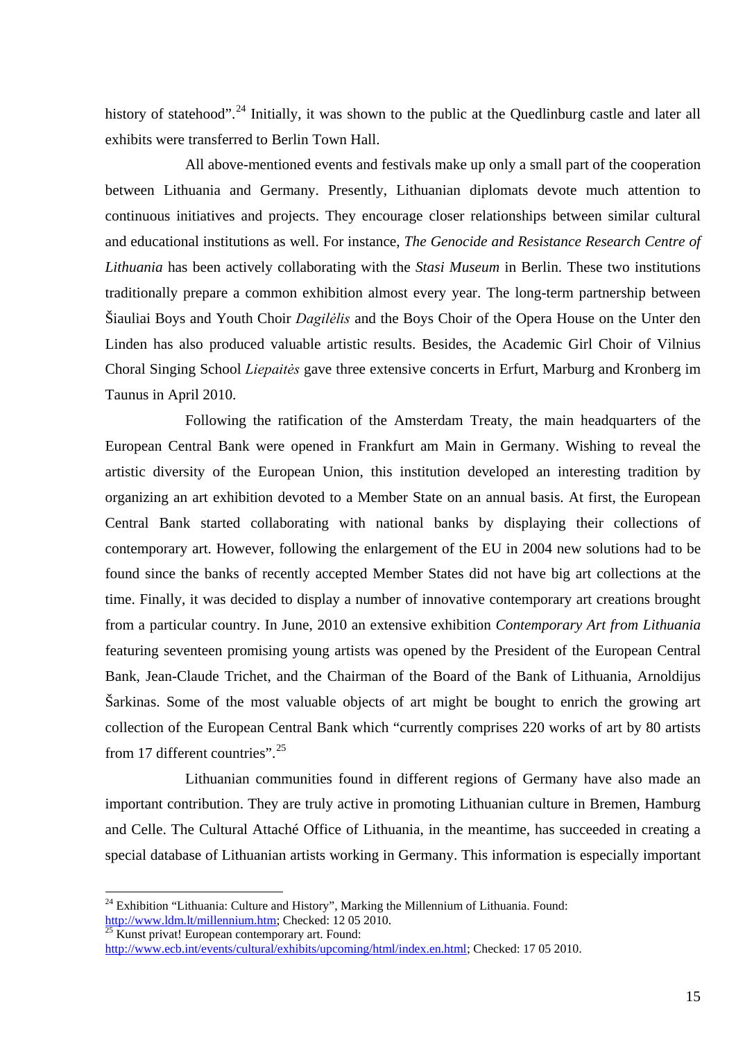history of statehood".[24] Initially, it was shown to the public at the Quedlinburg castle and later all exhibits were transferred to Berlin Town Hall.

All above-mentioned events and festivals make up only a small part of the cooperation between Lithuania and Germany. Presently, Lithuanian diplomats devote much attention to continuous initiatives and projects. They encourage closer relationships between similar cultural and educational institutions as well. For instance, *The Genocide and Resistance Research Centre of Lithuania* has been actively collaborating with the *Stasi Museum* in Berlin. These two institutions traditionally prepare a common exhibition almost every year. The long-term partnership between Šiauliai Boys and Youth Choir *Dagilėlis* and the Boys Choir of the Opera House on the Unter den Linden has also produced valuable artistic results. Besides, the Academic Girl Choir of Vilnius Choral Singing School *Liepaitės* gave three extensive concerts in Erfurt, Marburg and Kronberg im Taunus in April 2010.

Following the ratification of the Amsterdam Treaty, the main headquarters of the European Central Bank were opened in Frankfurt am Main in Germany. Wishing to reveal the artistic diversity of the European Union, this institution developed an interesting tradition by organizing an art exhibition devoted to a Member State on an annual basis. At first, the European Central Bank started collaborating with national banks by displaying their collections of contemporary art. However, following the enlargement of the EU in 2004 new solutions had to be found since the banks of recently accepted Member States did not have big art collections at the time. Finally, it was decided to display a number of innovative contemporary art creations brought from a particular country. In June, 2010 an extensive exhibition *Contemporary Art from Lithuania* featuring seventeen promising young artists was opened by the President of the European Central Bank, Jean-Claude Trichet, and the Chairman of the Board of the Bank of Lithuania, Arnoldijus Šarkinas. Some of the most valuable objects of art might be bought to enrich the growing art collection of the European Central Bank which "currently comprises 220 works of art by 80 artists from 17 different countries".[25]

Lithuanian communities found in different regions of Germany have also made an important contribution. They are truly active in promoting Lithuanian culture in Bremen, Hamburg and Celle. The Cultural Attaché Office of Lithuania, in the meantime, has succeeded in creating a special database of Lithuanian artists working in Germany. This information is especially important

---

[24] Exhibition "Lithuania: Culture and History", Marking the Millennium of Lithuania. Found: http://www.ldm.lt/millennium.htm; Checked: 12 05 2010.

[25] Kunst privat! European contemporary art. Found: http://www.ecb.int/events/cultural/exhibits/upcoming/html/index.en.html; Checked: 17 05 2010.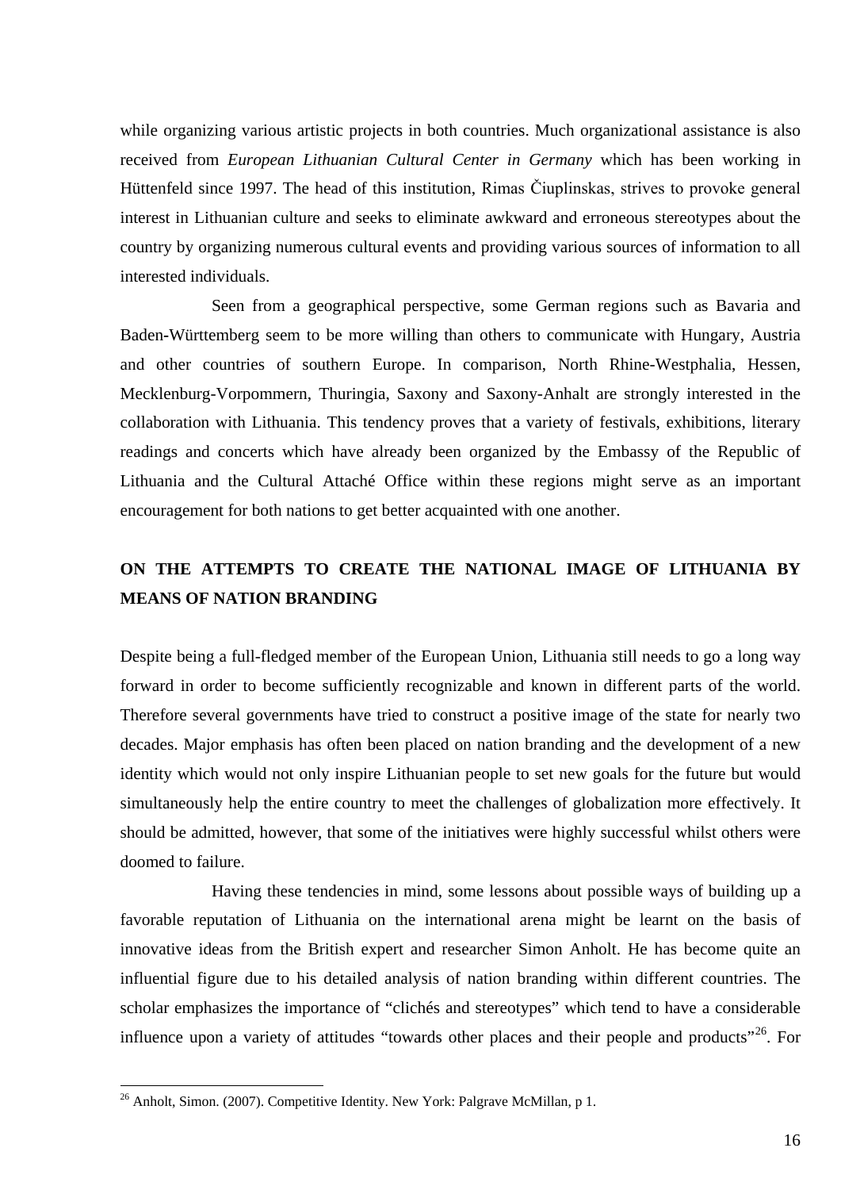while organizing various artistic projects in both countries. Much organizational assistance is also received from *European Lithuanian Cultural Center in Germany* which has been working in Hüttenfeld since 1997. The head of this institution, Rimas Čiuplinskas, strives to provoke general interest in Lithuanian culture and seeks to eliminate awkward and erroneous stereotypes about the country by organizing numerous cultural events and providing various sources of information to all interested individuals.

Seen from a geographical perspective, some German regions such as Bavaria and Baden-Württemberg seem to be more willing than others to communicate with Hungary, Austria and other countries of southern Europe. In comparison, North Rhine-Westphalia, Hessen, Mecklenburg-Vorpommern, Thuringia, Saxony and Saxony-Anhalt are strongly interested in the collaboration with Lithuania. This tendency proves that a variety of festivals, exhibitions, literary readings and concerts which have already been organized by the Embassy of the Republic of Lithuania and the Cultural Attaché Office within these regions might serve as an important encouragement for both nations to get better acquainted with one another.

## ON THE ATTEMPTS TO CREATE THE NATIONAL IMAGE OF LITHUANIA BY MEANS OF NATION BRANDING

Despite being a full-fledged member of the European Union, Lithuania still needs to go a long way forward in order to become sufficiently recognizable and known in different parts of the world. Therefore several governments have tried to construct a positive image of the state for nearly two decades. Major emphasis has often been placed on nation branding and the development of a new identity which would not only inspire Lithuanian people to set new goals for the future but would simultaneously help the entire country to meet the challenges of globalization more effectively. It should be admitted, however, that some of the initiatives were highly successful whilst others were doomed to failure.

Having these tendencies in mind, some lessons about possible ways of building up a favorable reputation of Lithuania on the international arena might be learnt on the basis of innovative ideas from the British expert and researcher Simon Anholt. He has become quite an influential figure due to his detailed analysis of nation branding within different countries. The scholar emphasizes the importance of "clichés and stereotypes" which tend to have a considerable influence upon a variety of attitudes "towards other places and their people and products"[26]. For

[26] Anholt, Simon. (2007). Competitive Identity. New York: Palgrave McMillan, p 1.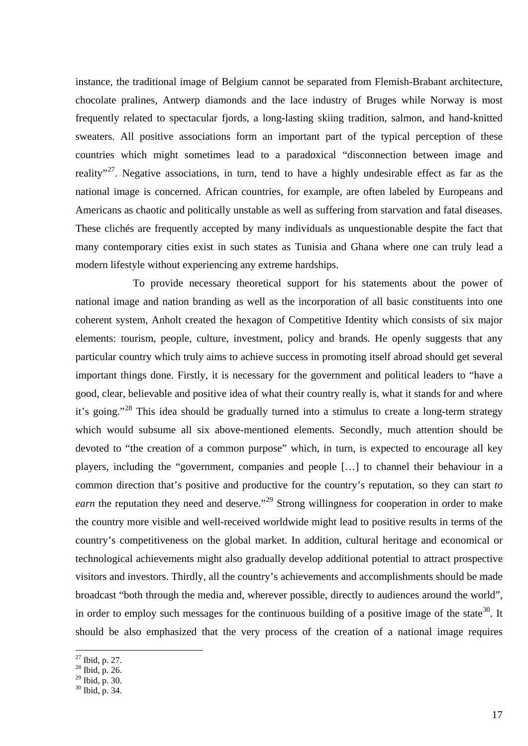instance, the traditional image of Belgium cannot be separated from Flemish-Brabant architecture, chocolate pralines, Antwerp diamonds and the lace industry of Bruges while Norway is most frequently related to spectacular fjords, a long-lasting skiing tradition, salmon, and hand-knitted sweaters. All positive associations form an important part of the typical perception of these countries which might sometimes lead to a paradoxical "disconnection between image and reality"[27]. Negative associations, in turn, tend to have a highly undesirable effect as far as the national image is concerned. African countries, for example, are often labeled by Europeans and Americans as chaotic and politically unstable as well as suffering from starvation and fatal diseases. These clichés are frequently accepted by many individuals as unquestionable despite the fact that many contemporary cities exist in such states as Tunisia and Ghana where one can truly lead a modern lifestyle without experiencing any extreme hardships.

To provide necessary theoretical support for his statements about the power of national image and nation branding as well as the incorporation of all basic constituents into one coherent system, Anholt created the hexagon of Competitive Identity which consists of six major elements: tourism, people, culture, investment, policy and brands. He openly suggests that any particular country which truly aims to achieve success in promoting itself abroad should get several important things done. Firstly, it is necessary for the government and political leaders to "have a good, clear, believable and positive idea of what their country really is, what it stands for and where it's going."[28] This idea should be gradually turned into a stimulus to create a long-term strategy which would subsume all six above-mentioned elements. Secondly, much attention should be devoted to "the creation of a common purpose" which, in turn, is expected to encourage all key players, including the "government, companies and people […] to channel their behaviour in a common direction that's positive and productive for the country's reputation, so they can start *to earn* the reputation they need and deserve."[29] Strong willingness for cooperation in order to make the country more visible and well-received worldwide might lead to positive results in terms of the country's competitiveness on the global market. In addition, cultural heritage and economical or technological achievements might also gradually develop additional potential to attract prospective visitors and investors. Thirdly, all the country's achievements and accomplishments should be made broadcast "both through the media and, wherever possible, directly to audiences around the world", in order to employ such messages for the continuous building of a positive image of the state[30]. It should be also emphasized that the very process of the creation of a national image requires

---

[27] Ibid, p. 27.
[28] Ibid, p. 26.
[29] Ibid, p. 30.
[30] Ibid, p. 34.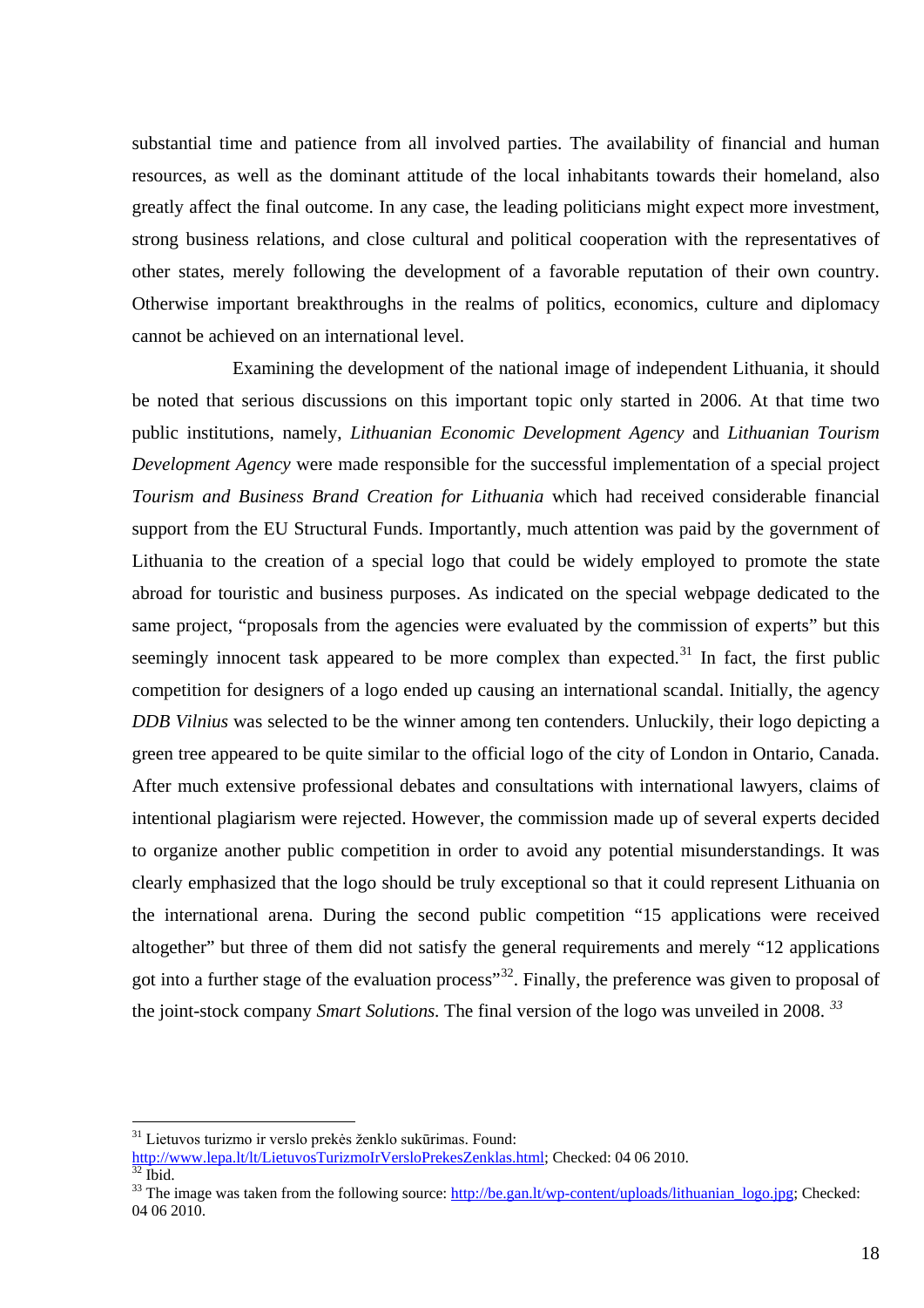substantial time and patience from all involved parties. The availability of financial and human resources, as well as the dominant attitude of the local inhabitants towards their homeland, also greatly affect the final outcome. In any case, the leading politicians might expect more investment, strong business relations, and close cultural and political cooperation with the representatives of other states, merely following the development of a favorable reputation of their own country. Otherwise important breakthroughs in the realms of politics, economics, culture and diplomacy cannot be achieved on an international level.

Examining the development of the national image of independent Lithuania, it should be noted that serious discussions on this important topic only started in 2006. At that time two public institutions, namely, *Lithuanian Economic Development Agency* and *Lithuanian Tourism Development Agency* were made responsible for the successful implementation of a special project *Tourism and Business Brand Creation for Lithuania* which had received considerable financial support from the EU Structural Funds. Importantly, much attention was paid by the government of Lithuania to the creation of a special logo that could be widely employed to promote the state abroad for touristic and business purposes. As indicated on the special webpage dedicated to the same project, "proposals from the agencies were evaluated by the commission of experts" but this seemingly innocent task appeared to be more complex than expected.[31] In fact, the first public competition for designers of a logo ended up causing an international scandal. Initially, the agency *DDB Vilnius* was selected to be the winner among ten contenders. Unluckily, their logo depicting a green tree appeared to be quite similar to the official logo of the city of London in Ontario, Canada. After much extensive professional debates and consultations with international lawyers, claims of intentional plagiarism were rejected. However, the commission made up of several experts decided to organize another public competition in order to avoid any potential misunderstandings. It was clearly emphasized that the logo should be truly exceptional so that it could represent Lithuania on the international arena. During the second public competition "15 applications were received altogether" but three of them did not satisfy the general requirements and merely "12 applications got into a further stage of the evaluation process"[32]. Finally, the preference was given to proposal of the joint-stock company *Smart Solutions*. The final version of the logo was unveiled in 2008. [33]

---

[31] Lietuvos turizmo ir verslo prekės ženklo sukūrimas. Found: http://www.lepa.lt/lt/LietuvosTurizmoIrVersloPrekesZenklas.html; Checked: 04 06 2010.

[32] Ibid.

[33] The image was taken from the following source: http://be.gan.lt/wp-content/uploads/lithuanian_logo.jpg; Checked: 04 06 2010.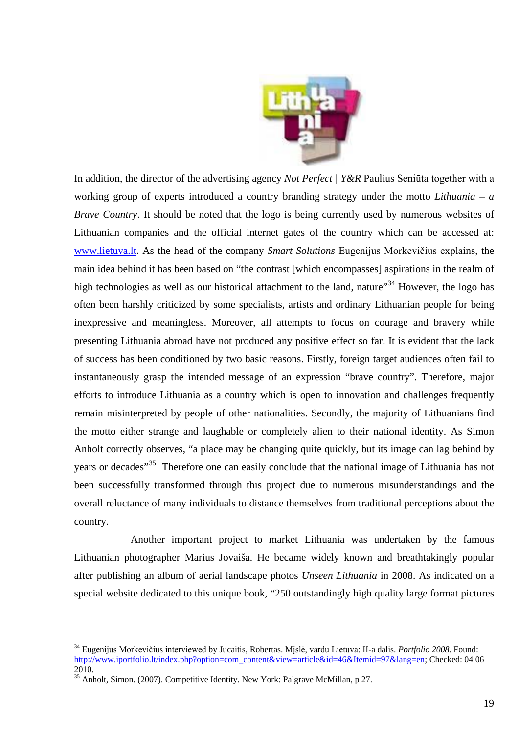In addition, the director of the advertising agency *Not Perfect | Y&R* Paulius Seniūta together with a working group of experts introduced a country branding strategy under the motto *Lithuania – a Brave Country*. It should be noted that the logo is being currently used by numerous websites of Lithuanian companies and the official internet gates of the country which can be accessed at: www.lietuva.lt. As the head of the company *Smart Solutions* Eugenijus Morkevičius explains, the main idea behind it has been based on "the contrast [which encompasses] aspirations in the realm of high technologies as well as our historical attachment to the land, nature"[34] However, the logo has often been harshly criticized by some specialists, artists and ordinary Lithuanian people for being inexpressive and meaningless. Moreover, all attempts to focus on courage and bravery while presenting Lithuania abroad have not produced any positive effect so far. It is evident that the lack of success has been conditioned by two basic reasons. Firstly, foreign target audiences often fail to instantaneously grasp the intended message of an expression "brave country". Therefore, major efforts to introduce Lithuania as a country which is open to innovation and challenges frequently remain misinterpreted by people of other nationalities. Secondly, the majority of Lithuanians find the motto either strange and laughable or completely alien to their national identity. As Simon Anholt correctly observes, "a place may be changing quite quickly, but its image can lag behind by years or decades"[35] Therefore one can easily conclude that the national image of Lithuania has not been successfully transformed through this project due to numerous misunderstandings and the overall reluctance of many individuals to distance themselves from traditional perceptions about the country.

Another important project to market Lithuania was undertaken by the famous Lithuanian photographer Marius Jovaiša. He became widely known and breathtakingly popular after publishing an album of aerial landscape photos *Unseen Lithuania* in 2008. As indicated on a special website dedicated to this unique book, "250 outstandingly high quality large format pictures

---

[34] Eugenijus Morkevičius interviewed by Jucaitis, Robertas. Mįslė, vardu Lietuva: II-a dalis. *Portfolio 2008*. Found: http://www.iportfolio.lt/index.php?option=com_content&view=article&id=46&Itemid=97&lang=en; Checked: 04 06 2010.

[35] Anholt, Simon. (2007). Competitive Identity. New York: Palgrave McMillan, p 27.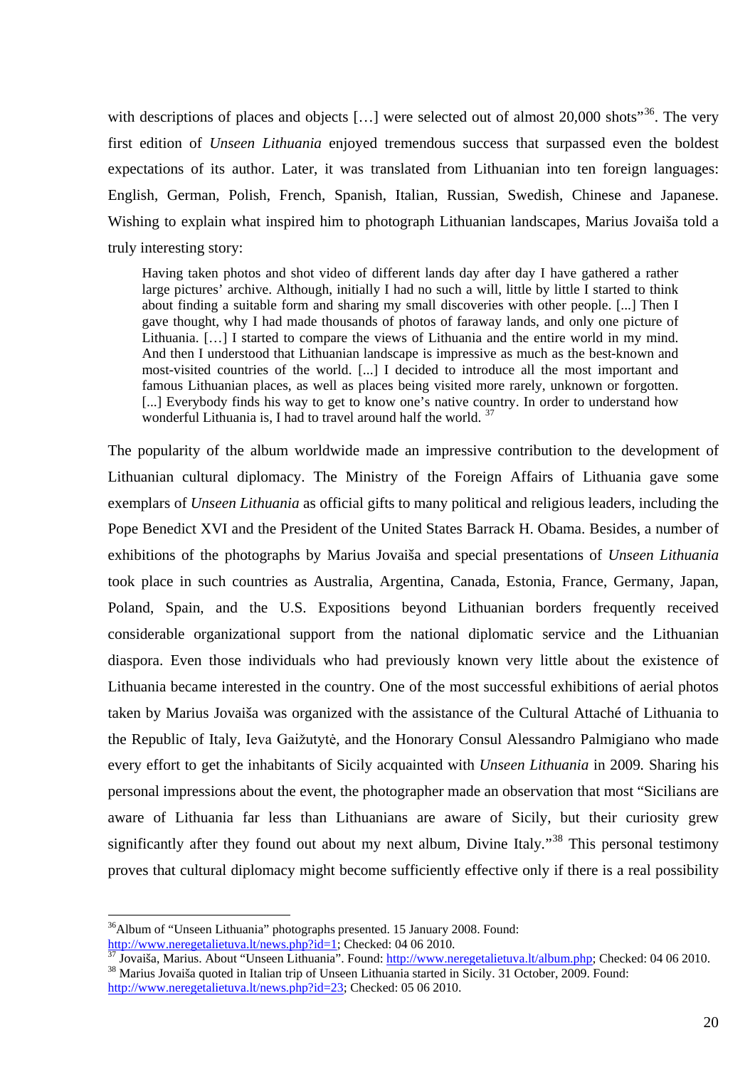with descriptions of places and objects […] were selected out of almost 20,000 shots"[36]. The very first edition of *Unseen Lithuania* enjoyed tremendous success that surpassed even the boldest expectations of its author. Later, it was translated from Lithuanian into ten foreign languages: English, German, Polish, French, Spanish, Italian, Russian, Swedish, Chinese and Japanese. Wishing to explain what inspired him to photograph Lithuanian landscapes, Marius Jovaiša told a truly interesting story:

> Having taken photos and shot video of different lands day after day I have gathered a rather large pictures' archive. Although, initially I had no such a will, little by little I started to think about finding a suitable form and sharing my small discoveries with other people. [...] Then I gave thought, why I had made thousands of photos of faraway lands, and only one picture of Lithuania. […] I started to compare the views of Lithuania and the entire world in my mind. And then I understood that Lithuanian landscape is impressive as much as the best-known and most-visited countries of the world. [...] I decided to introduce all the most important and famous Lithuanian places, as well as places being visited more rarely, unknown or forgotten. [...] Everybody finds his way to get to know one's native country. In order to understand how wonderful Lithuania is, I had to travel around half the world. [37]

The popularity of the album worldwide made an impressive contribution to the development of Lithuanian cultural diplomacy. The Ministry of the Foreign Affairs of Lithuania gave some exemplars of *Unseen Lithuania* as official gifts to many political and religious leaders, including the Pope Benedict XVI and the President of the United States Barrack H. Obama. Besides, a number of exhibitions of the photographs by Marius Jovaiša and special presentations of *Unseen Lithuania* took place in such countries as Australia, Argentina, Canada, Estonia, France, Germany, Japan, Poland, Spain, and the U.S. Expositions beyond Lithuanian borders frequently received considerable organizational support from the national diplomatic service and the Lithuanian diaspora. Even those individuals who had previously known very little about the existence of Lithuania became interested in the country. One of the most successful exhibitions of aerial photos taken by Marius Jovaiša was organized with the assistance of the Cultural Attaché of Lithuania to the Republic of Italy, Ieva Gaižutytė, and the Honorary Consul Alessandro Palmigiano who made every effort to get the inhabitants of Sicily acquainted with *Unseen Lithuania* in 2009*.* Sharing his personal impressions about the event, the photographer made an observation that most "Sicilians are aware of Lithuania far less than Lithuanians are aware of Sicily, but their curiosity grew significantly after they found out about my next album, Divine Italy."[38] This personal testimony proves that cultural diplomacy might become sufficiently effective only if there is a real possibility

---

[36] Album of "Unseen Lithuania" photographs presented. 15 January 2008. Found: http://www.neregetalietuva.lt/news.php?id=1; Checked: 04 06 2010.

[37] Jovaiša, Marius. About "Unseen Lithuania". Found: http://www.neregetalietuva.lt/album.php; Checked: 04 06 2010.

[38] Marius Jovaiša quoted in Italian trip of Unseen Lithuania started in Sicily. 31 October, 2009. Found: http://www.neregetalietuva.lt/news.php?id=23; Checked: 05 06 2010.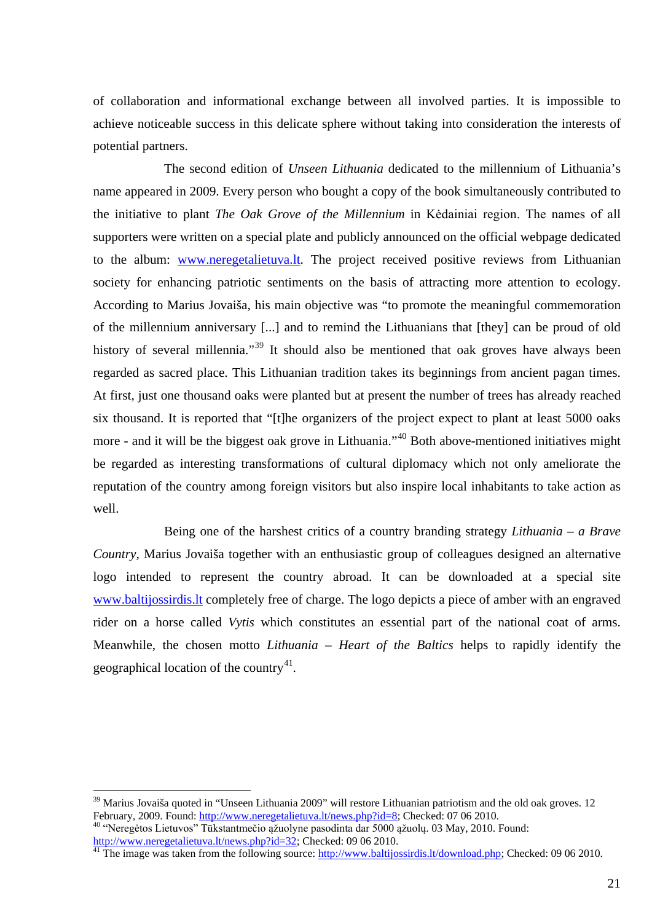of collaboration and informational exchange between all involved parties. It is impossible to achieve noticeable success in this delicate sphere without taking into consideration the interests of potential partners.

The second edition of *Unseen Lithuania* dedicated to the millennium of Lithuania's name appeared in 2009. Every person who bought a copy of the book simultaneously contributed to the initiative to plant *The Oak Grove of the Millennium* in Kėdainiai region. The names of all supporters were written on a special plate and publicly announced on the official webpage dedicated to the album: www.neregetalietuva.lt. The project received positive reviews from Lithuanian society for enhancing patriotic sentiments on the basis of attracting more attention to ecology. According to Marius Jovaiša, his main objective was "to promote the meaningful commemoration of the millennium anniversary [...] and to remind the Lithuanians that [they] can be proud of old history of several millennia."[39] It should also be mentioned that oak groves have always been regarded as sacred place. This Lithuanian tradition takes its beginnings from ancient pagan times. At first, just one thousand oaks were planted but at present the number of trees has already reached six thousand. It is reported that "[t]he organizers of the project expect to plant at least 5000 oaks more - and it will be the biggest oak grove in Lithuania."[40] Both above-mentioned initiatives might be regarded as interesting transformations of cultural diplomacy which not only ameliorate the reputation of the country among foreign visitors but also inspire local inhabitants to take action as well.

Being one of the harshest critics of a country branding strategy *Lithuania – a Brave Country*, Marius Jovaiša together with an enthusiastic group of colleagues designed an alternative logo intended to represent the country abroad. It can be downloaded at a special site www.baltijossirdis.lt completely free of charge. The logo depicts a piece of amber with an engraved rider on a horse called *Vytis* which constitutes an essential part of the national coat of arms. Meanwhile, the chosen motto *Lithuania – Heart of the Baltics* helps to rapidly identify the geographical location of the country[41].

---

[39] Marius Jovaiša quoted in "Unseen Lithuania 2009" will restore Lithuanian patriotism and the old oak groves. 12 February, 2009. Found: http://www.neregetalietuva.lt/news.php?id=8; Checked: 07 06 2010.

[40] "Neregėtos Lietuvos" Tūkstantmečio ąžuolyne pasodinta dar 5000 ąžuolų. 03 May, 2010. Found: http://www.neregetalietuva.lt/news.php?id=32; Checked: 09 06 2010.

[41] The image was taken from the following source: http://www.baltijossirdis.lt/download.php; Checked: 09 06 2010.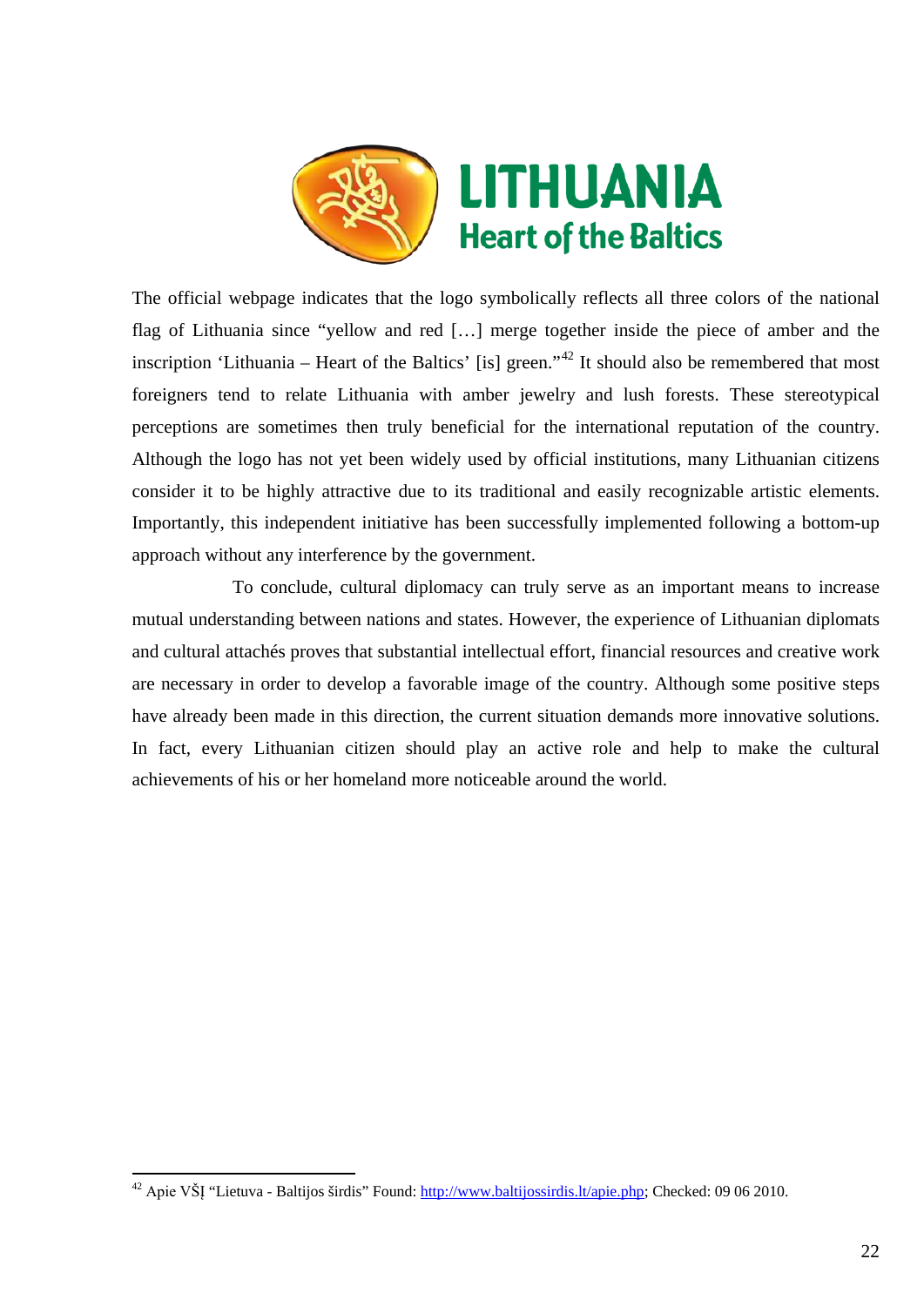LITHUANIA
Heart of the Baltics

The official webpage indicates that the logo symbolically reflects all three colors of the national flag of Lithuania since “yellow and red […] merge together inside the piece of amber and the inscription ‘Lithuania – Heart of the Baltics’ [is] green.”[42] It should also be remembered that most foreigners tend to relate Lithuania with amber jewelry and lush forests. These stereotypical perceptions are sometimes then truly beneficial for the international reputation of the country. Although the logo has not yet been widely used by official institutions, many Lithuanian citizens consider it to be highly attractive due to its traditional and easily recognizable artistic elements. Importantly, this independent initiative has been successfully implemented following a bottom-up approach without any interference by the government.

To conclude, cultural diplomacy can truly serve as an important means to increase mutual understanding between nations and states. However, the experience of Lithuanian diplomats and cultural attachés proves that substantial intellectual effort, financial resources and creative work are necessary in order to develop a favorable image of the country. Although some positive steps have already been made in this direction, the current situation demands more innovative solutions. In fact, every Lithuanian citizen should play an active role and help to make the cultural achievements of his or her homeland more noticeable around the world.

---

[42] Apie VŠĮ “Lietuva - Baltijos širdis” Found: http://www.baltijossirdis.lt/apie.php; Checked: 09 06 2010.